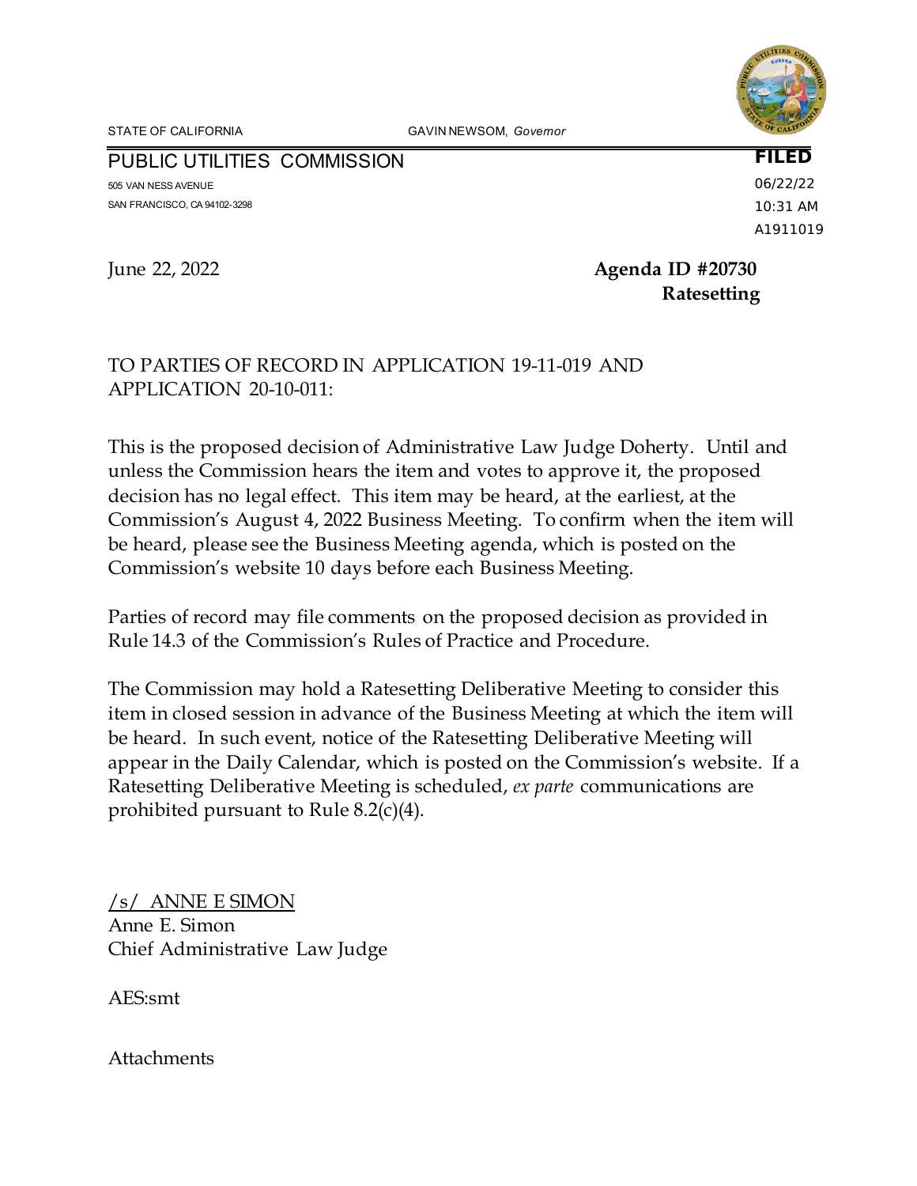STATE OF CALIFORNIA GAVIN NEWSOM, *Governor*

PUBLIC UTILITIES COMMISSION

505 VAN NESS AVENUE
SAN FRANCISCO, CA 94102-3298

**FILED**
06/22/22
10:31 AM
A1911019

June 22, 2022

**Agenda ID #20730**
**Ratesetting**

TO PARTIES OF RECORD IN APPLICATION 19-11-019 AND APPLICATION 20-10-011:

This is the proposed decision of Administrative Law Judge Doherty. Until and unless the Commission hears the item and votes to approve it, the proposed decision has no legal effect. This item may be heard, at the earliest, at the Commission's August 4, 2022 Business Meeting. To confirm when the item will be heard, please see the Business Meeting agenda, which is posted on the Commission's website 10 days before each Business Meeting.

Parties of record may file comments on the proposed decision as provided in Rule 14.3 of the Commission's Rules of Practice and Procedure.

The Commission may hold a Ratesetting Deliberative Meeting to consider this item in closed session in advance of the Business Meeting at which the item will be heard. In such event, notice of the Ratesetting Deliberative Meeting will appear in the Daily Calendar, which is posted on the Commission's website. If a Ratesetting Deliberative Meeting is scheduled, *ex parte* communications are prohibited pursuant to Rule 8.2(c)(4).

/s/ ANNE E SIMON
Anne E. Simon
Chief Administrative Law Judge

AES:smt

Attachments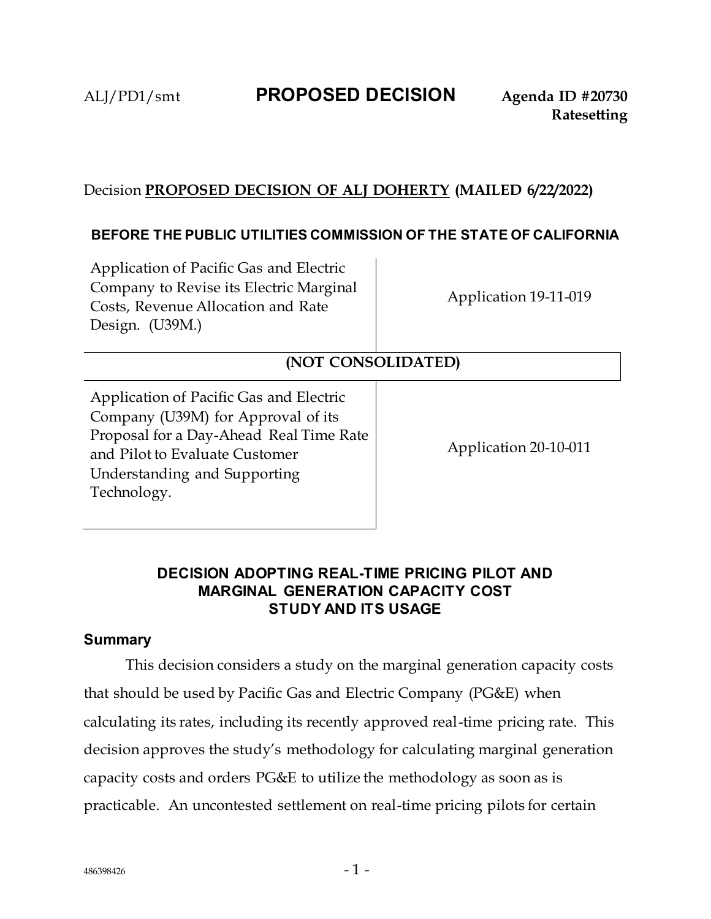ALJ/PD1/smt **PROPOSED DECISION** **Agenda ID #20730**
**Ratesetting**

Decision **PROPOSED DECISION OF ALJ DOHERTY** **(MAILED 6/22/2022)**

**BEFORE THE PUBLIC UTILITIES COMMISSION OF THE STATE OF CALIFORNIA**

| | |
|---|---|
| Application of Pacific Gas and Electric Company to Revise its Electric Marginal Costs, Revenue Allocation and Rate Design. (U39M.) | Application 19-11-019 |
| **(NOT CONSOLIDATED)** | |
| Application of Pacific Gas and Electric Company (U39M) for Approval of its Proposal for a Day-Ahead Real Time Rate and Pilot to Evaluate Customer Understanding and Supporting Technology. | Application 20-10-011 |

## DECISION ADOPTING REAL-TIME PRICING PILOT AND MARGINAL GENERATION CAPACITY COST STUDY AND ITS USAGE

### Summary

This decision considers a study on the marginal generation capacity costs that should be used by Pacific Gas and Electric Company (PG&E) when calculating its rates, including its recently approved real-time pricing rate. This decision approves the study's methodology for calculating marginal generation capacity costs and orders PG&E to utilize the methodology as soon as is practicable. An uncontested settlement on real-time pricing pilots for certain

486398426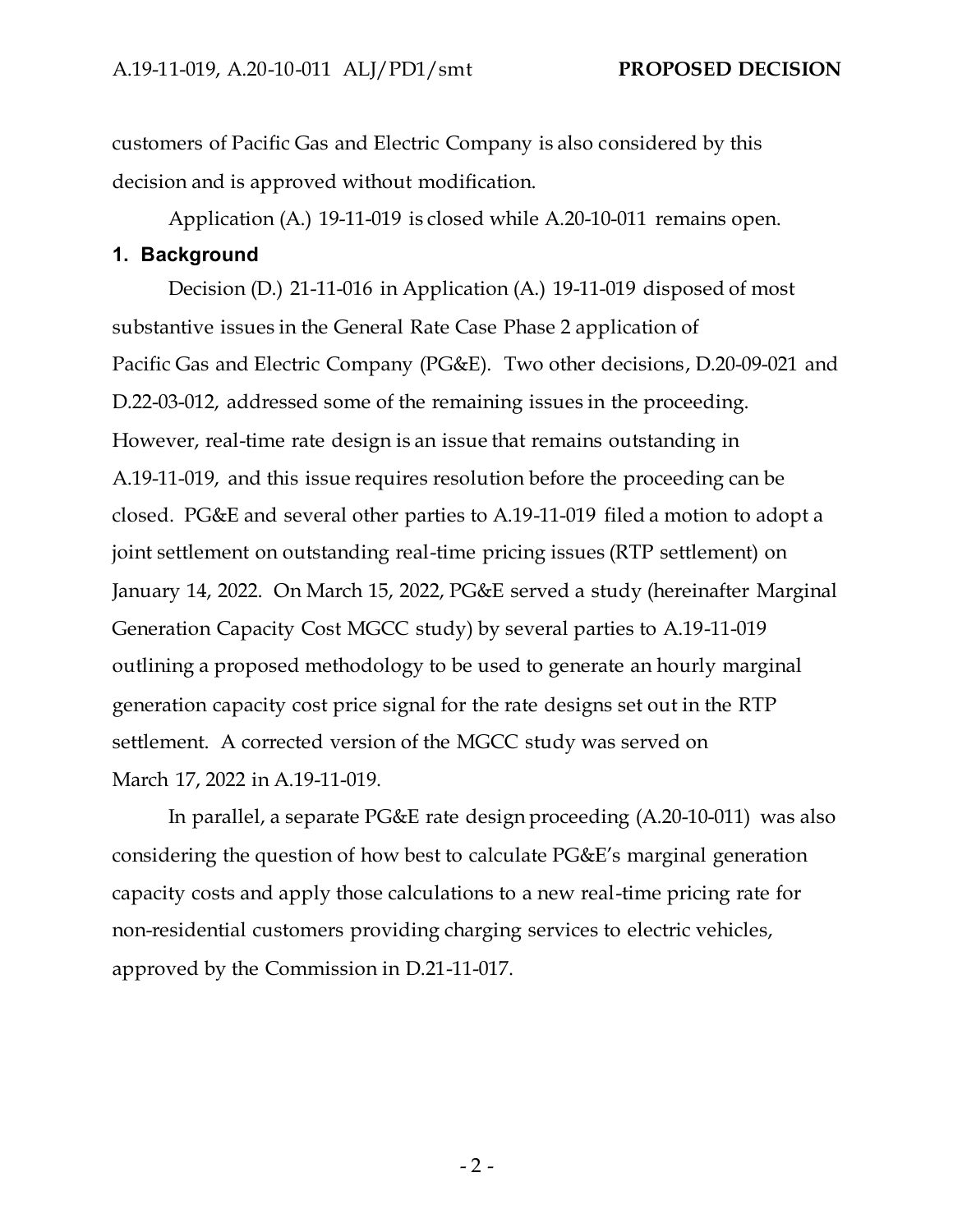customers of Pacific Gas and Electric Company is also considered by this decision and is approved without modification.

Application (A.) 19-11-019 is closed while A.20-10-011 remains open.

## 1. Background

Decision (D.) 21-11-016 in Application (A.) 19-11-019 disposed of most substantive issues in the General Rate Case Phase 2 application of Pacific Gas and Electric Company (PG&E). Two other decisions, D.20-09-021 and D.22-03-012, addressed some of the remaining issues in the proceeding. However, real-time rate design is an issue that remains outstanding in A.19-11-019, and this issue requires resolution before the proceeding can be closed. PG&E and several other parties to A.19-11-019 filed a motion to adopt a joint settlement on outstanding real-time pricing issues (RTP settlement) on January 14, 2022. On March 15, 2022, PG&E served a study (hereinafter Marginal Generation Capacity Cost MGCC study) by several parties to A.19-11-019 outlining a proposed methodology to be used to generate an hourly marginal generation capacity cost price signal for the rate designs set out in the RTP settlement. A corrected version of the MGCC study was served on March 17, 2022 in A.19-11-019.

In parallel, a separate PG&E rate design proceeding (A.20-10-011) was also considering the question of how best to calculate PG&E's marginal generation capacity costs and apply those calculations to a new real-time pricing rate for non-residential customers providing charging services to electric vehicles, approved by the Commission in D.21-11-017.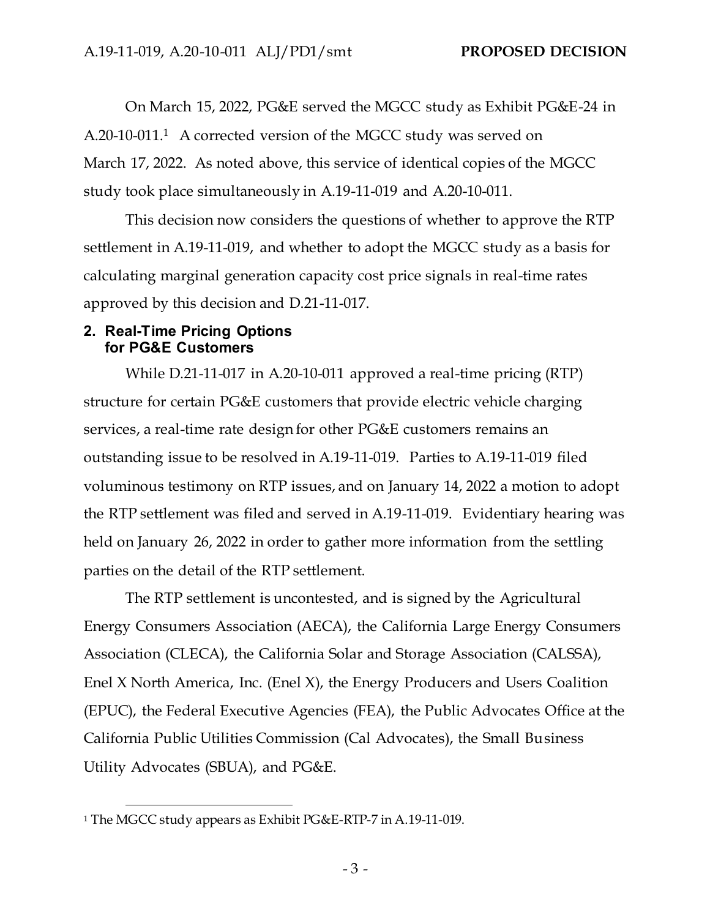On March 15, 2022, PG&E served the MGCC study as Exhibit PG&E-24 in A.20-10-011.[1] A corrected version of the MGCC study was served on March 17, 2022. As noted above, this service of identical copies of the MGCC study took place simultaneously in A.19-11-019 and A.20-10-011.

This decision now considers the questions of whether to approve the RTP settlement in A.19-11-019, and whether to adopt the MGCC study as a basis for calculating marginal generation capacity cost price signals in real-time rates approved by this decision and D.21-11-017.

## 2. Real-Time Pricing Options for PG&E Customers

While D.21-11-017 in A.20-10-011 approved a real-time pricing (RTP) structure for certain PG&E customers that provide electric vehicle charging services, a real-time rate design for other PG&E customers remains an outstanding issue to be resolved in A.19-11-019. Parties to A.19-11-019 filed voluminous testimony on RTP issues, and on January 14, 2022 a motion to adopt the RTP settlement was filed and served in A.19-11-019. Evidentiary hearing was held on January 26, 2022 in order to gather more information from the settling parties on the detail of the RTP settlement.

The RTP settlement is uncontested, and is signed by the Agricultural Energy Consumers Association (AECA), the California Large Energy Consumers Association (CLECA), the California Solar and Storage Association (CALSSA), Enel X North America, Inc. (Enel X), the Energy Producers and Users Coalition (EPUC), the Federal Executive Agencies (FEA), the Public Advocates Office at the California Public Utilities Commission (Cal Advocates), the Small Business Utility Advocates (SBUA), and PG&E.

---

[1] The MGCC study appears as Exhibit PG&E-RTP-7 in A.19-11-019.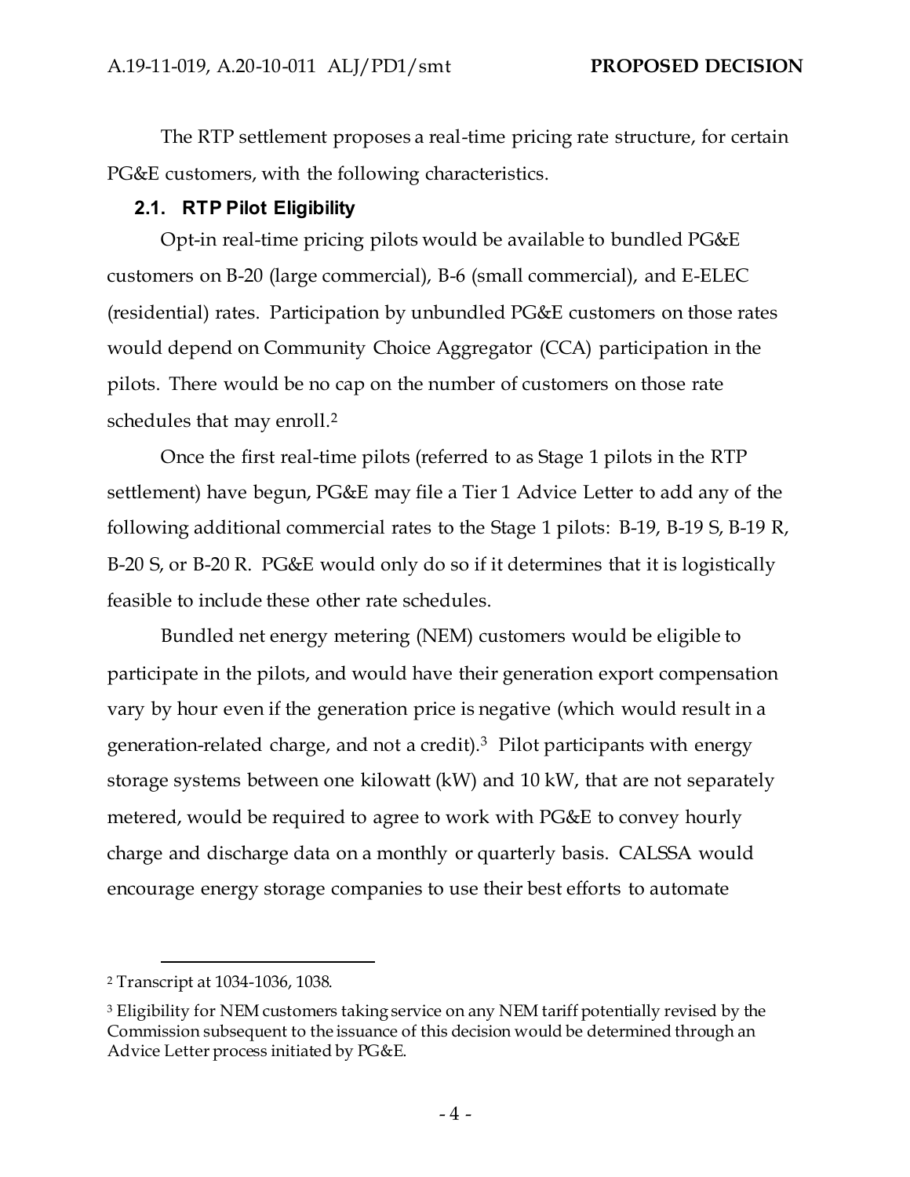The RTP settlement proposes a real-time pricing rate structure, for certain PG&E customers, with the following characteristics.

### 2.1. RTP Pilot Eligibility

Opt-in real-time pricing pilots would be available to bundled PG&E customers on B-20 (large commercial), B-6 (small commercial), and E-ELEC (residential) rates. Participation by unbundled PG&E customers on those rates would depend on Community Choice Aggregator (CCA) participation in the pilots. There would be no cap on the number of customers on those rate schedules that may enroll.[2]

Once the first real-time pilots (referred to as Stage 1 pilots in the RTP settlement) have begun, PG&E may file a Tier 1 Advice Letter to add any of the following additional commercial rates to the Stage 1 pilots: B-19, B-19 S, B-19 R, B-20 S, or B-20 R. PG&E would only do so if it determines that it is logistically feasible to include these other rate schedules.

Bundled net energy metering (NEM) customers would be eligible to participate in the pilots, and would have their generation export compensation vary by hour even if the generation price is negative (which would result in a generation-related charge, and not a credit).[3] Pilot participants with energy storage systems between one kilowatt (kW) and 10 kW, that are not separately metered, would be required to agree to work with PG&E to convey hourly charge and discharge data on a monthly or quarterly basis. CALSSA would encourage energy storage companies to use their best efforts to automate

---

[2] Transcript at 1034-1036, 1038.

[3] Eligibility for NEM customers taking service on any NEM tariff potentially revised by the Commission subsequent to the issuance of this decision would be determined through an Advice Letter process initiated by PG&E.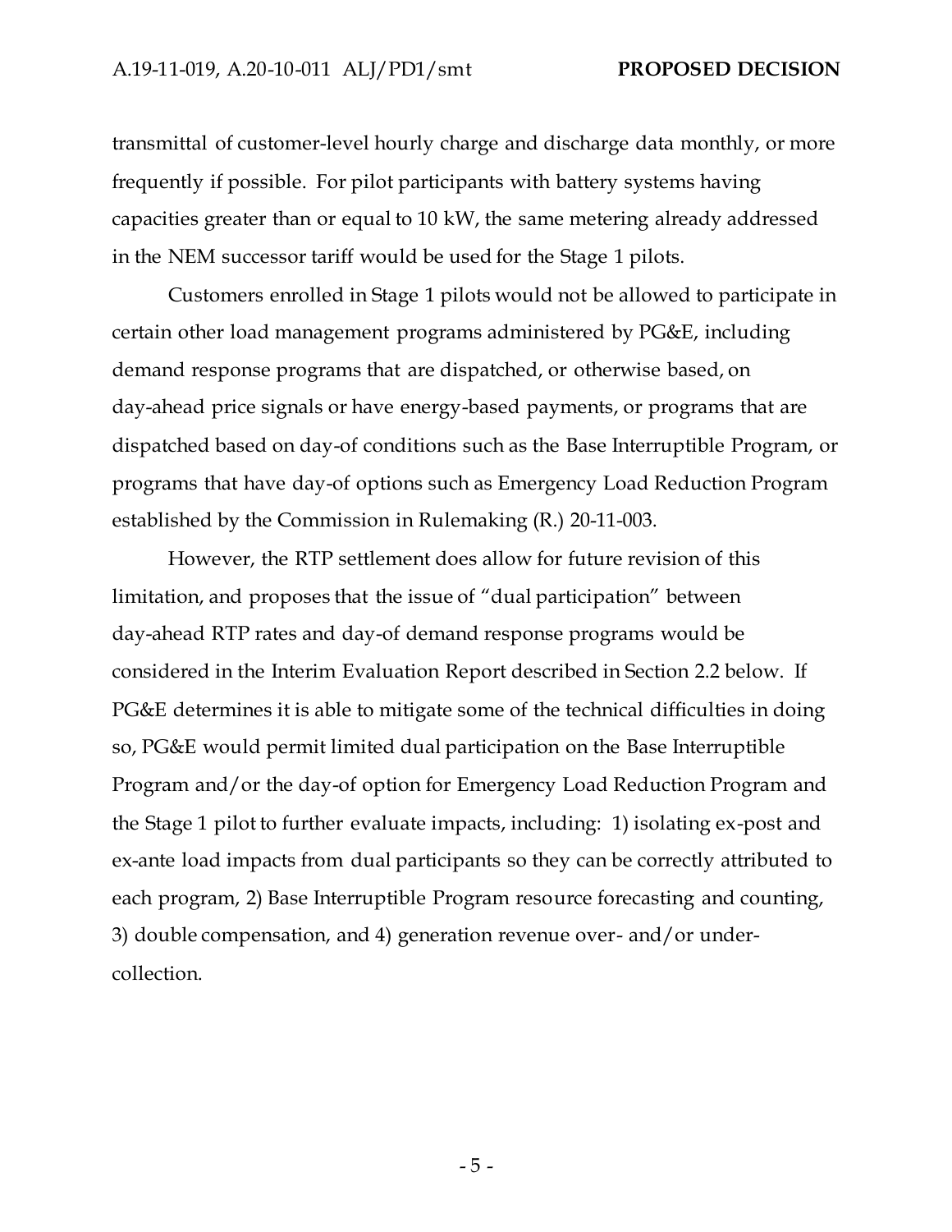transmittal of customer-level hourly charge and discharge data monthly, or more frequently if possible. For pilot participants with battery systems having capacities greater than or equal to 10 kW, the same metering already addressed in the NEM successor tariff would be used for the Stage 1 pilots.

Customers enrolled in Stage 1 pilots would not be allowed to participate in certain other load management programs administered by PG&E, including demand response programs that are dispatched, or otherwise based, on day-ahead price signals or have energy-based payments, or programs that are dispatched based on day-of conditions such as the Base Interruptible Program, or programs that have day-of options such as Emergency Load Reduction Program established by the Commission in Rulemaking (R.) 20-11-003.

However, the RTP settlement does allow for future revision of this limitation, and proposes that the issue of "dual participation" between day-ahead RTP rates and day-of demand response programs would be considered in the Interim Evaluation Report described in Section 2.2 below. If PG&E determines it is able to mitigate some of the technical difficulties in doing so, PG&E would permit limited dual participation on the Base Interruptible Program and/or the day-of option for Emergency Load Reduction Program and the Stage 1 pilot to further evaluate impacts, including: 1) isolating ex-post and ex-ante load impacts from dual participants so they can be correctly attributed to each program, 2) Base Interruptible Program resource forecasting and counting, 3) double compensation, and 4) generation revenue over- and/or under-collection.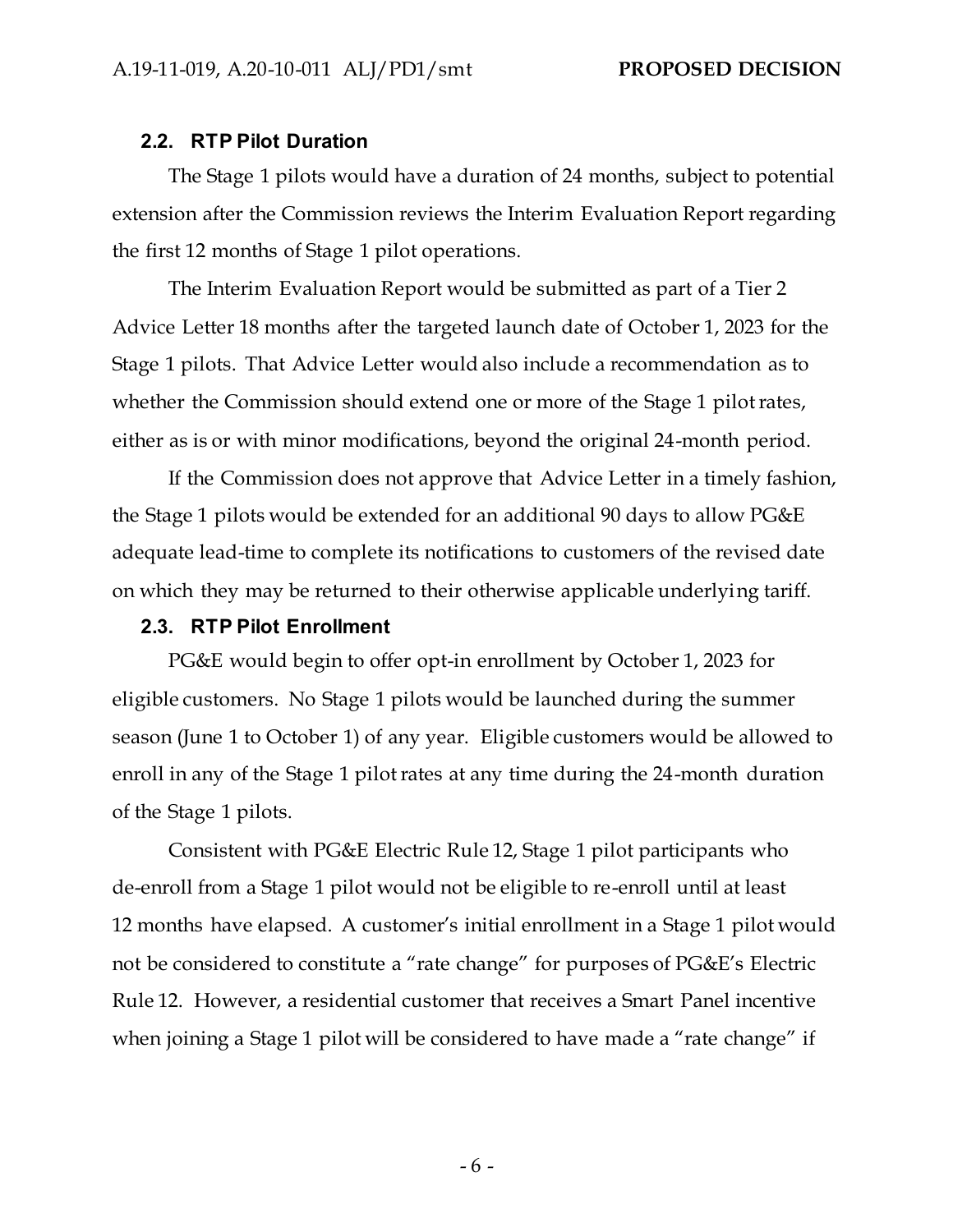### 2.2. RTP Pilot Duration

The Stage 1 pilots would have a duration of 24 months, subject to potential extension after the Commission reviews the Interim Evaluation Report regarding the first 12 months of Stage 1 pilot operations.

The Interim Evaluation Report would be submitted as part of a Tier 2 Advice Letter 18 months after the targeted launch date of October 1, 2023 for the Stage 1 pilots. That Advice Letter would also include a recommendation as to whether the Commission should extend one or more of the Stage 1 pilot rates, either as is or with minor modifications, beyond the original 24-month period.

If the Commission does not approve that Advice Letter in a timely fashion, the Stage 1 pilots would be extended for an additional 90 days to allow PG&E adequate lead-time to complete its notifications to customers of the revised date on which they may be returned to their otherwise applicable underlying tariff.

### 2.3. RTP Pilot Enrollment

PG&E would begin to offer opt-in enrollment by October 1, 2023 for eligible customers. No Stage 1 pilots would be launched during the summer season (June 1 to October 1) of any year. Eligible customers would be allowed to enroll in any of the Stage 1 pilot rates at any time during the 24-month duration of the Stage 1 pilots.

Consistent with PG&E Electric Rule 12, Stage 1 pilot participants who de-enroll from a Stage 1 pilot would not be eligible to re-enroll until at least 12 months have elapsed. A customer's initial enrollment in a Stage 1 pilot would not be considered to constitute a "rate change" for purposes of PG&E's Electric Rule 12. However, a residential customer that receives a Smart Panel incentive when joining a Stage 1 pilot will be considered to have made a "rate change" if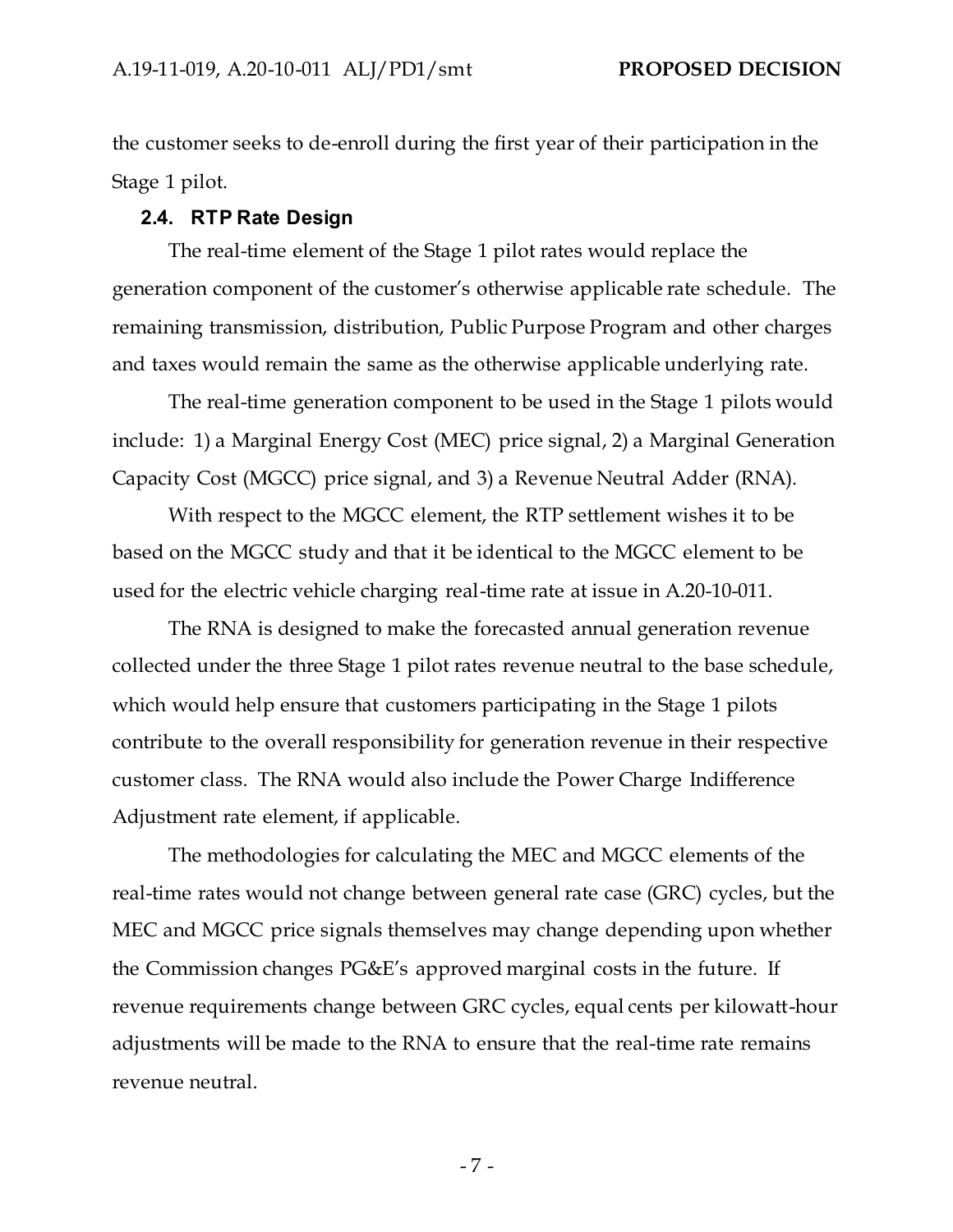the customer seeks to de-enroll during the first year of their participation in the Stage 1 pilot.

### 2.4. RTP Rate Design

The real-time element of the Stage 1 pilot rates would replace the generation component of the customer's otherwise applicable rate schedule. The remaining transmission, distribution, Public Purpose Program and other charges and taxes would remain the same as the otherwise applicable underlying rate.

The real-time generation component to be used in the Stage 1 pilots would include: 1) a Marginal Energy Cost (MEC) price signal, 2) a Marginal Generation Capacity Cost (MGCC) price signal, and 3) a Revenue Neutral Adder (RNA).

With respect to the MGCC element, the RTP settlement wishes it to be based on the MGCC study and that it be identical to the MGCC element to be used for the electric vehicle charging real-time rate at issue in A.20-10-011.

The RNA is designed to make the forecasted annual generation revenue collected under the three Stage 1 pilot rates revenue neutral to the base schedule, which would help ensure that customers participating in the Stage 1 pilots contribute to the overall responsibility for generation revenue in their respective customer class. The RNA would also include the Power Charge Indifference Adjustment rate element, if applicable.

The methodologies for calculating the MEC and MGCC elements of the real-time rates would not change between general rate case (GRC) cycles, but the MEC and MGCC price signals themselves may change depending upon whether the Commission changes PG&E's approved marginal costs in the future. If revenue requirements change between GRC cycles, equal cents per kilowatt-hour adjustments will be made to the RNA to ensure that the real-time rate remains revenue neutral.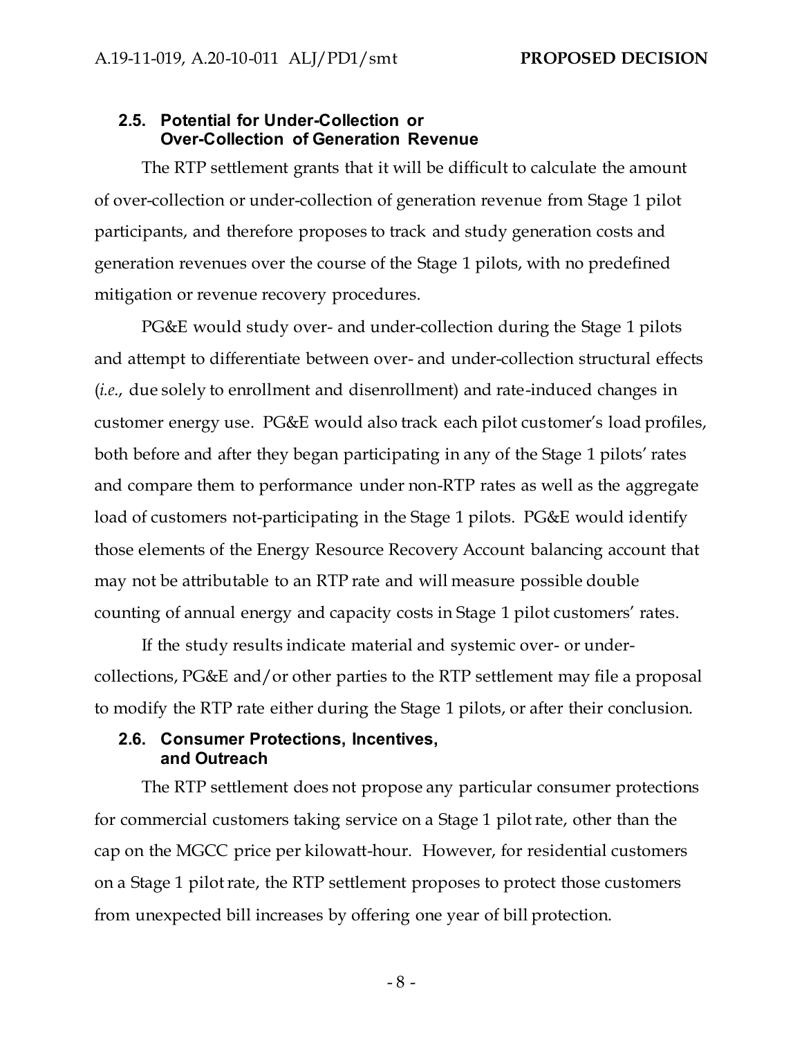### 2.5. Potential for Under-Collection or Over-Collection of Generation Revenue

The RTP settlement grants that it will be difficult to calculate the amount of over-collection or under-collection of generation revenue from Stage 1 pilot participants, and therefore proposes to track and study generation costs and generation revenues over the course of the Stage 1 pilots, with no predefined mitigation or revenue recovery procedures.

PG&E would study over- and under-collection during the Stage 1 pilots and attempt to differentiate between over- and under-collection structural effects (*i.e.*, due solely to enrollment and disenrollment) and rate-induced changes in customer energy use. PG&E would also track each pilot customer's load profiles, both before and after they began participating in any of the Stage 1 pilots' rates and compare them to performance under non-RTP rates as well as the aggregate load of customers not-participating in the Stage 1 pilots. PG&E would identify those elements of the Energy Resource Recovery Account balancing account that may not be attributable to an RTP rate and will measure possible double counting of annual energy and capacity costs in Stage 1 pilot customers' rates.

If the study results indicate material and systemic over- or under-collections, PG&E and/or other parties to the RTP settlement may file a proposal to modify the RTP rate either during the Stage 1 pilots, or after their conclusion.

### 2.6. Consumer Protections, Incentives, and Outreach

The RTP settlement does not propose any particular consumer protections for commercial customers taking service on a Stage 1 pilot rate, other than the cap on the MGCC price per kilowatt-hour. However, for residential customers on a Stage 1 pilot rate, the RTP settlement proposes to protect those customers from unexpected bill increases by offering one year of bill protection.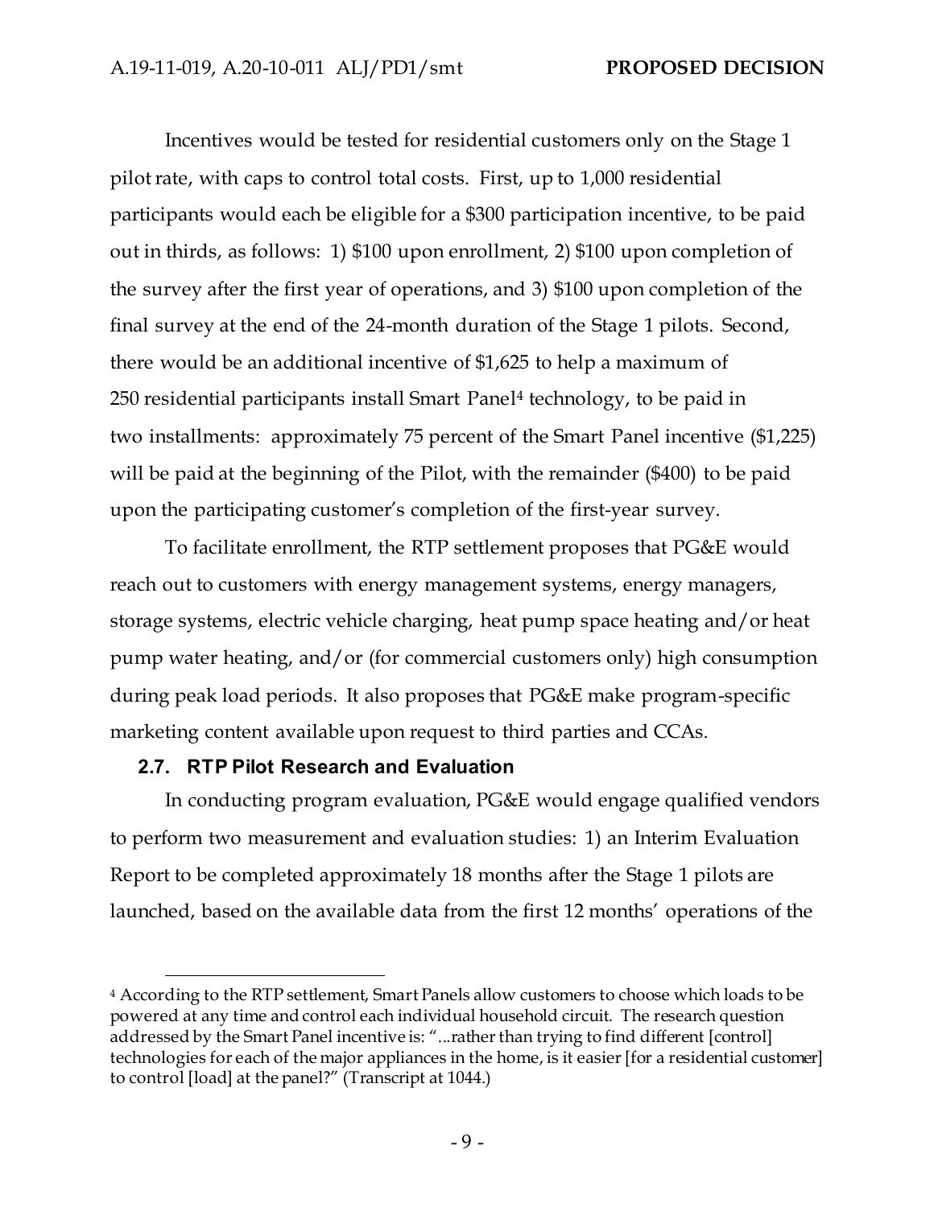Incentives would be tested for residential customers only on the Stage 1 pilot rate, with caps to control total costs. First, up to 1,000 residential participants would each be eligible for a $300 participation incentive, to be paid out in thirds, as follows: 1) $100 upon enrollment, 2) $100 upon completion of the survey after the first year of operations, and 3) $100 upon completion of the final survey at the end of the 24-month duration of the Stage 1 pilots. Second, there would be an additional incentive of $1,625 to help a maximum of 250 residential participants install Smart Panel[4] technology, to be paid in two installments: approximately 75 percent of the Smart Panel incentive ($1,225) will be paid at the beginning of the Pilot, with the remainder ($400) to be paid upon the participating customer's completion of the first-year survey.

To facilitate enrollment, the RTP settlement proposes that PG&E would reach out to customers with energy management systems, energy managers, storage systems, electric vehicle charging, heat pump space heating and/or heat pump water heating, and/or (for commercial customers only) high consumption during peak load periods. It also proposes that PG&E make program-specific marketing content available upon request to third parties and CCAs.

### 2.7. RTP Pilot Research and Evaluation

In conducting program evaluation, PG&E would engage qualified vendors to perform two measurement and evaluation studies: 1) an Interim Evaluation Report to be completed approximately 18 months after the Stage 1 pilots are launched, based on the available data from the first 12 months' operations of the

---

[4] According to the RTP settlement, Smart Panels allow customers to choose which loads to be powered at any time and control each individual household circuit. The research question addressed by the Smart Panel incentive is: "...rather than trying to find different [control] technologies for each of the major appliances in the home, is it easier [for a residential customer] to control [load] at the panel?" (Transcript at 1044.)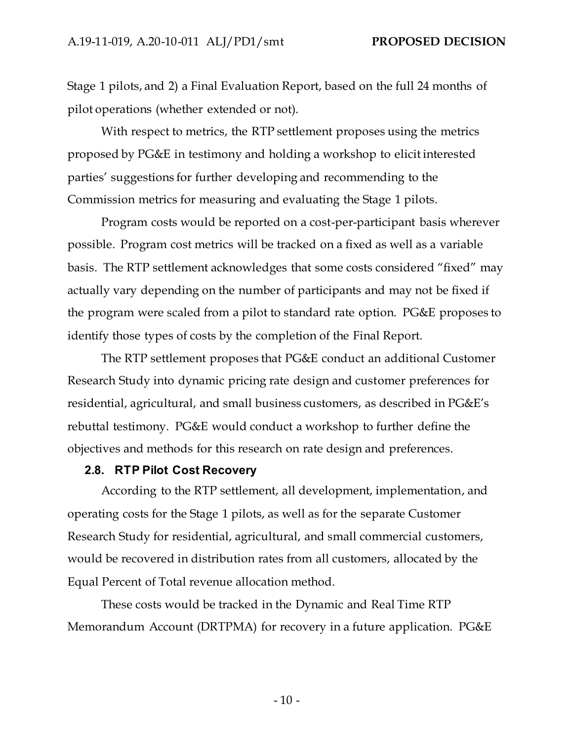Stage 1 pilots, and 2) a Final Evaluation Report, based on the full 24 months of pilot operations (whether extended or not).

With respect to metrics, the RTP settlement proposes using the metrics proposed by PG&E in testimony and holding a workshop to elicit interested parties' suggestions for further developing and recommending to the Commission metrics for measuring and evaluating the Stage 1 pilots.

Program costs would be reported on a cost-per-participant basis wherever possible. Program cost metrics will be tracked on a fixed as well as a variable basis. The RTP settlement acknowledges that some costs considered "fixed" may actually vary depending on the number of participants and may not be fixed if the program were scaled from a pilot to standard rate option. PG&E proposes to identify those types of costs by the completion of the Final Report.

The RTP settlement proposes that PG&E conduct an additional Customer Research Study into dynamic pricing rate design and customer preferences for residential, agricultural, and small business customers, as described in PG&E's rebuttal testimony. PG&E would conduct a workshop to further define the objectives and methods for this research on rate design and preferences.

### 2.8. RTP Pilot Cost Recovery

According to the RTP settlement, all development, implementation, and operating costs for the Stage 1 pilots, as well as for the separate Customer Research Study for residential, agricultural, and small commercial customers, would be recovered in distribution rates from all customers, allocated by the Equal Percent of Total revenue allocation method.

These costs would be tracked in the Dynamic and Real Time RTP Memorandum Account (DRTPMA) for recovery in a future application. PG&E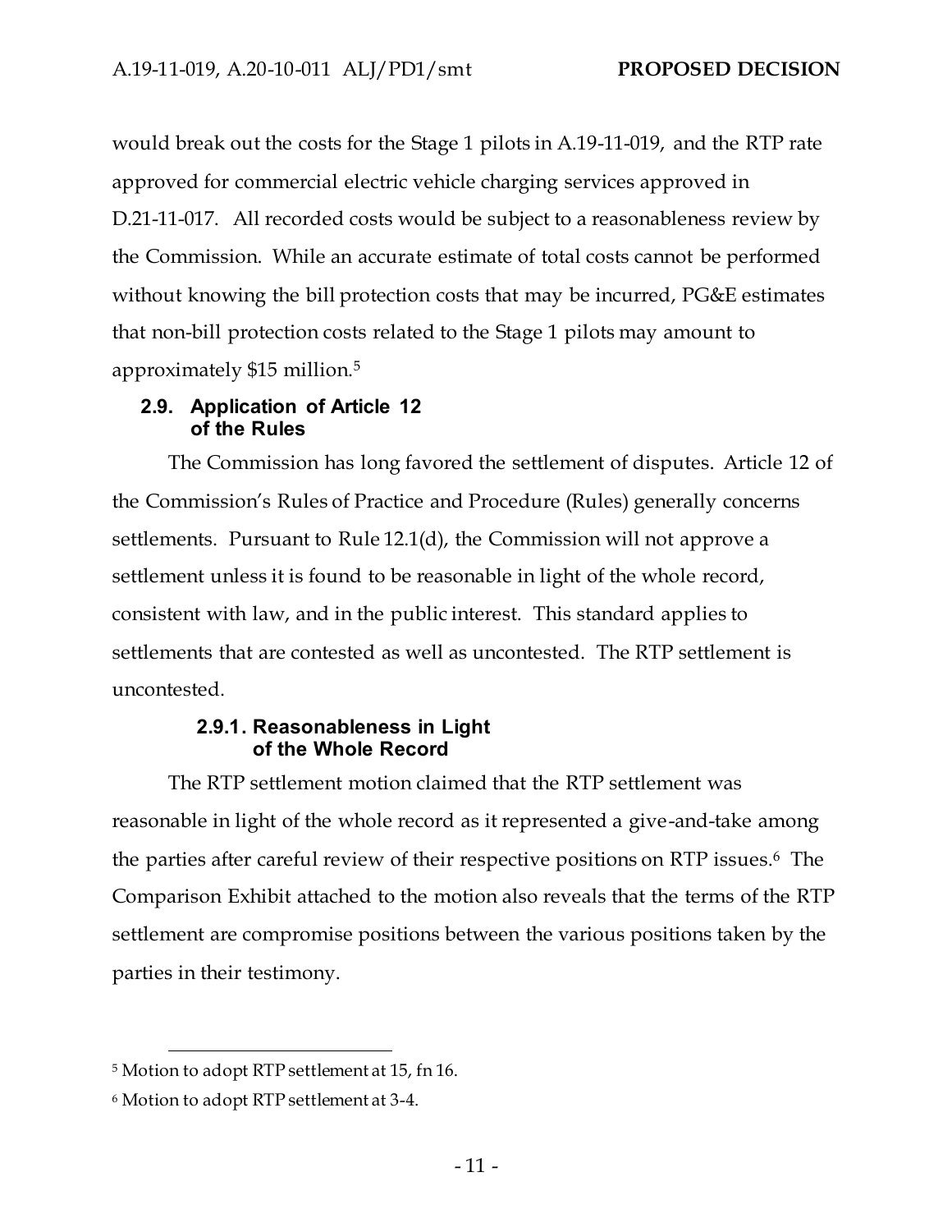would break out the costs for the Stage 1 pilots in A.19-11-019, and the RTP rate approved for commercial electric vehicle charging services approved in D.21-11-017. All recorded costs would be subject to a reasonableness review by the Commission. While an accurate estimate of total costs cannot be performed without knowing the bill protection costs that may be incurred, PG&E estimates that non-bill protection costs related to the Stage 1 pilots may amount to approximately $15 million.[5]

### 2.9. Application of Article 12 of the Rules

The Commission has long favored the settlement of disputes. Article 12 of the Commission's Rules of Practice and Procedure (Rules) generally concerns settlements. Pursuant to Rule 12.1(d), the Commission will not approve a settlement unless it is found to be reasonable in light of the whole record, consistent with law, and in the public interest. This standard applies to settlements that are contested as well as uncontested. The RTP settlement is uncontested.

#### 2.9.1. Reasonableness in Light of the Whole Record

The RTP settlement motion claimed that the RTP settlement was reasonable in light of the whole record as it represented a give-and-take among the parties after careful review of their respective positions on RTP issues.[6] The Comparison Exhibit attached to the motion also reveals that the terms of the RTP settlement are compromise positions between the various positions taken by the parties in their testimony.

---

[5] Motion to adopt RTP settlement at 15, fn 16.

[6] Motion to adopt RTP settlement at 3-4.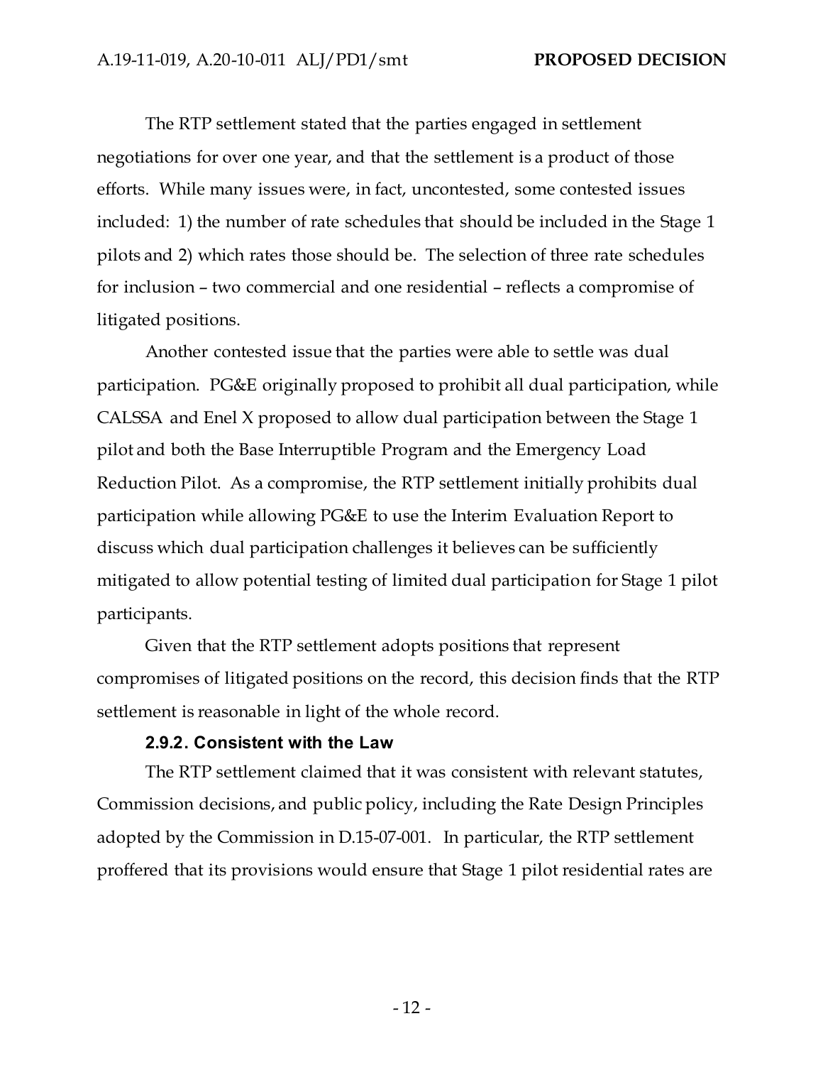The RTP settlement stated that the parties engaged in settlement negotiations for over one year, and that the settlement is a product of those efforts. While many issues were, in fact, uncontested, some contested issues included: 1) the number of rate schedules that should be included in the Stage 1 pilots and 2) which rates those should be. The selection of three rate schedules for inclusion – two commercial and one residential – reflects a compromise of litigated positions.

Another contested issue that the parties were able to settle was dual participation. PG&E originally proposed to prohibit all dual participation, while CALSSA and Enel X proposed to allow dual participation between the Stage 1 pilot and both the Base Interruptible Program and the Emergency Load Reduction Pilot. As a compromise, the RTP settlement initially prohibits dual participation while allowing PG&E to use the Interim Evaluation Report to discuss which dual participation challenges it believes can be sufficiently mitigated to allow potential testing of limited dual participation for Stage 1 pilot participants.

Given that the RTP settlement adopts positions that represent compromises of litigated positions on the record, this decision finds that the RTP settlement is reasonable in light of the whole record.

#### 2.9.2. Consistent with the Law

The RTP settlement claimed that it was consistent with relevant statutes, Commission decisions, and public policy, including the Rate Design Principles adopted by the Commission in D.15-07-001. In particular, the RTP settlement proffered that its provisions would ensure that Stage 1 pilot residential rates are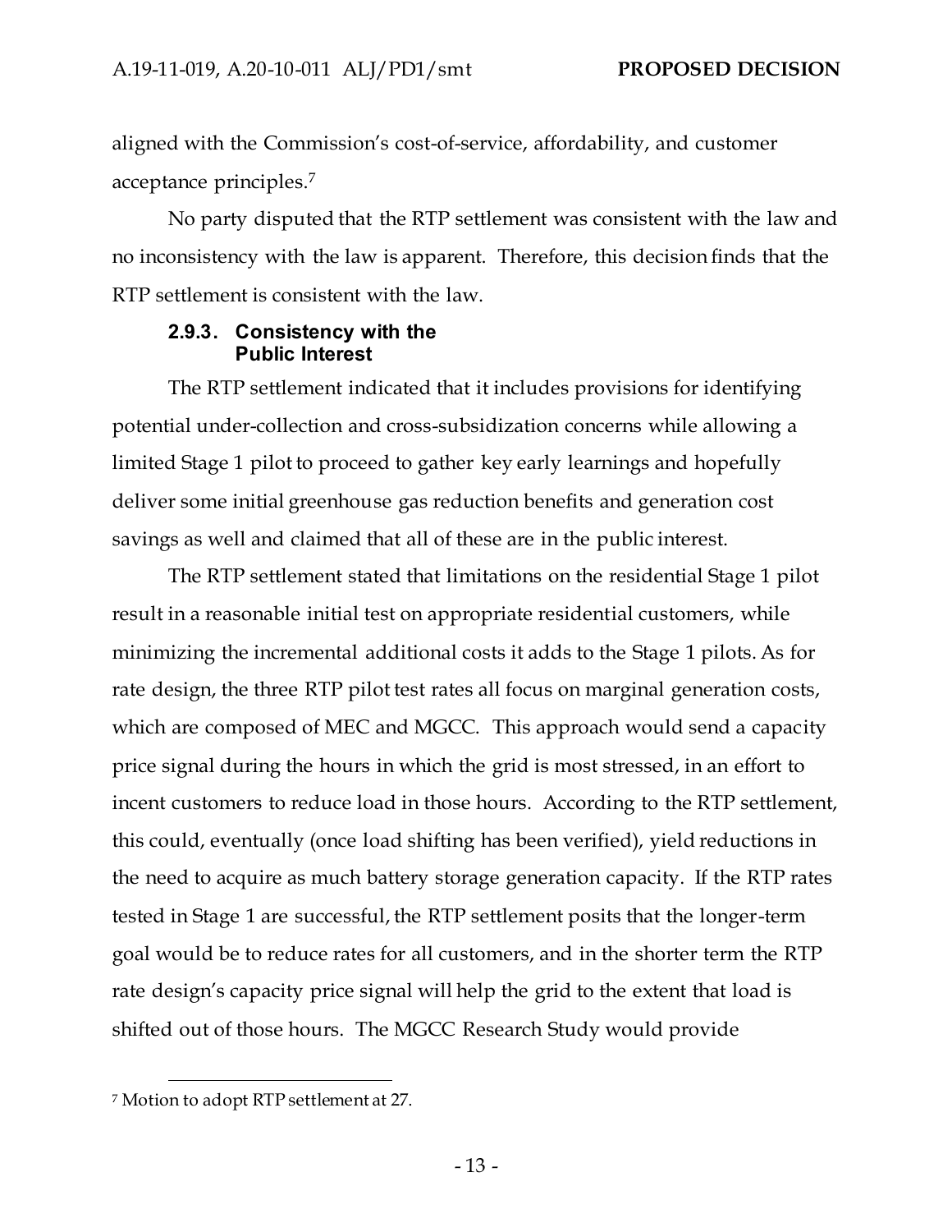aligned with the Commission's cost-of-service, affordability, and customer acceptance principles.[7]

No party disputed that the RTP settlement was consistent with the law and no inconsistency with the law is apparent. Therefore, this decision finds that the RTP settlement is consistent with the law.

### 2.9.3. Consistency with the Public Interest

The RTP settlement indicated that it includes provisions for identifying potential under-collection and cross-subsidization concerns while allowing a limited Stage 1 pilot to proceed to gather key early learnings and hopefully deliver some initial greenhouse gas reduction benefits and generation cost savings as well and claimed that all of these are in the public interest.

The RTP settlement stated that limitations on the residential Stage 1 pilot result in a reasonable initial test on appropriate residential customers, while minimizing the incremental additional costs it adds to the Stage 1 pilots. As for rate design, the three RTP pilot test rates all focus on marginal generation costs, which are composed of MEC and MGCC. This approach would send a capacity price signal during the hours in which the grid is most stressed, in an effort to incent customers to reduce load in those hours. According to the RTP settlement, this could, eventually (once load shifting has been verified), yield reductions in the need to acquire as much battery storage generation capacity. If the RTP rates tested in Stage 1 are successful, the RTP settlement posits that the longer-term goal would be to reduce rates for all customers, and in the shorter term the RTP rate design's capacity price signal will help the grid to the extent that load is shifted out of those hours. The MGCC Research Study would provide

[7] Motion to adopt RTP settlement at 27.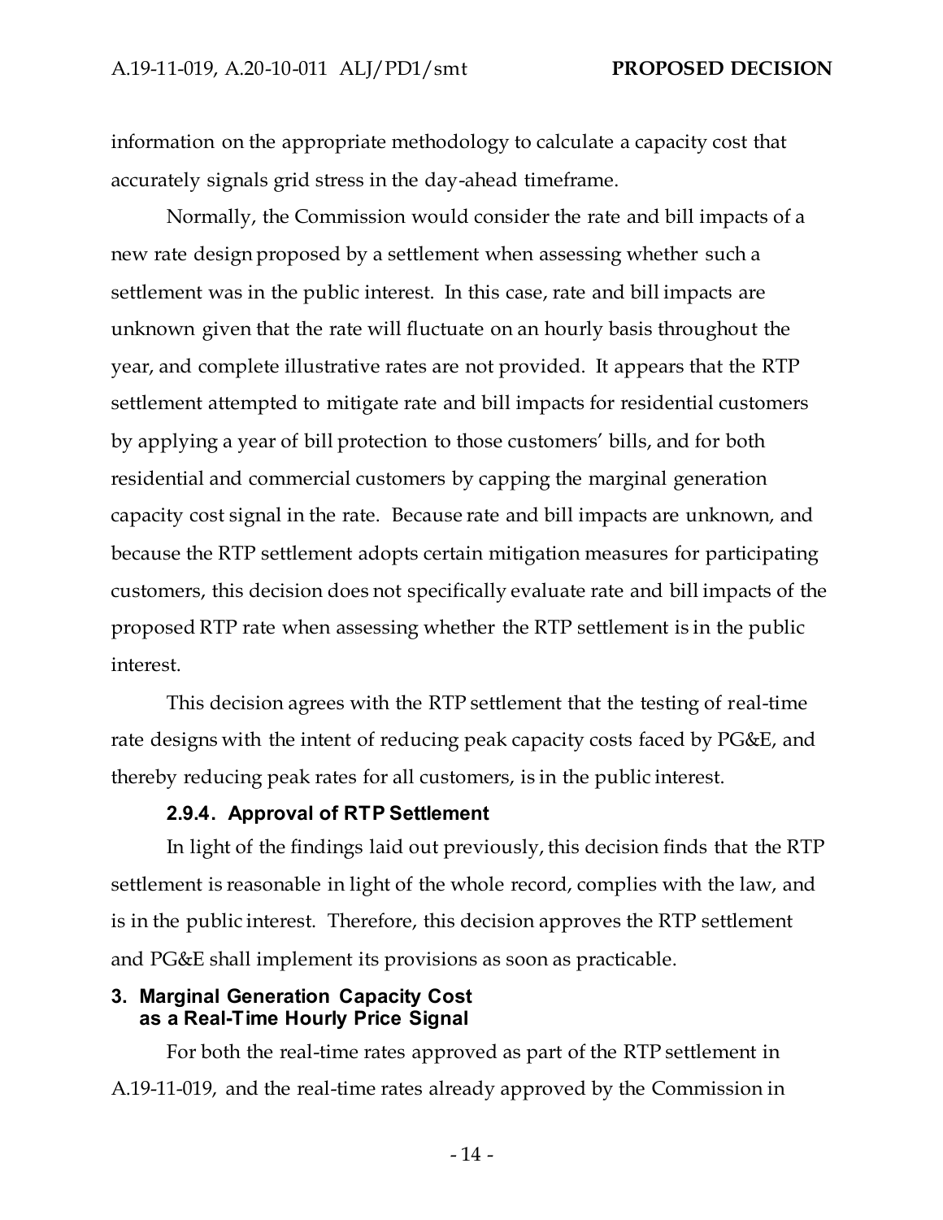information on the appropriate methodology to calculate a capacity cost that accurately signals grid stress in the day-ahead timeframe.

Normally, the Commission would consider the rate and bill impacts of a new rate design proposed by a settlement when assessing whether such a settlement was in the public interest. In this case, rate and bill impacts are unknown given that the rate will fluctuate on an hourly basis throughout the year, and complete illustrative rates are not provided. It appears that the RTP settlement attempted to mitigate rate and bill impacts for residential customers by applying a year of bill protection to those customers' bills, and for both residential and commercial customers by capping the marginal generation capacity cost signal in the rate. Because rate and bill impacts are unknown, and because the RTP settlement adopts certain mitigation measures for participating customers, this decision does not specifically evaluate rate and bill impacts of the proposed RTP rate when assessing whether the RTP settlement is in the public interest.

This decision agrees with the RTP settlement that the testing of real-time rate designs with the intent of reducing peak capacity costs faced by PG&E, and thereby reducing peak rates for all customers, is in the public interest.

### 2.9.4. Approval of RTP Settlement

In light of the findings laid out previously, this decision finds that the RTP settlement is reasonable in light of the whole record, complies with the law, and is in the public interest. Therefore, this decision approves the RTP settlement and PG&E shall implement its provisions as soon as practicable.

## 3. Marginal Generation Capacity Cost as a Real-Time Hourly Price Signal

For both the real-time rates approved as part of the RTP settlement in A.19-11-019, and the real-time rates already approved by the Commission in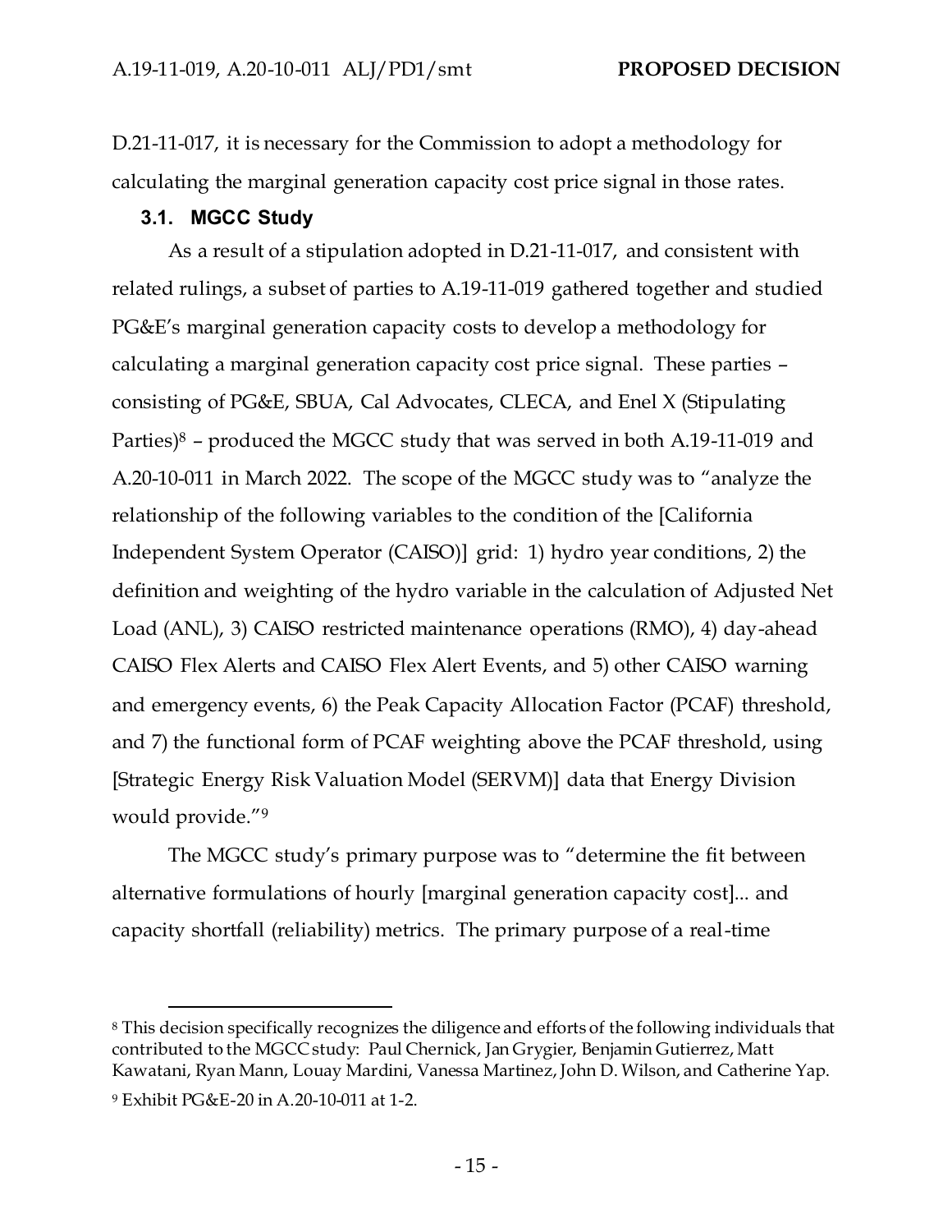D.21-11-017, it is necessary for the Commission to adopt a methodology for calculating the marginal generation capacity cost price signal in those rates.

### 3.1. MGCC Study

As a result of a stipulation adopted in D.21-11-017, and consistent with related rulings, a subset of parties to A.19-11-019 gathered together and studied PG&E's marginal generation capacity costs to develop a methodology for calculating a marginal generation capacity cost price signal. These parties – consisting of PG&E, SBUA, Cal Advocates, CLECA, and Enel X (Stipulating Parties)[8] – produced the MGCC study that was served in both A.19-11-019 and A.20-10-011 in March 2022. The scope of the MGCC study was to "analyze the relationship of the following variables to the condition of the [California Independent System Operator (CAISO)] grid: 1) hydro year conditions, 2) the definition and weighting of the hydro variable in the calculation of Adjusted Net Load (ANL), 3) CAISO restricted maintenance operations (RMO), 4) day-ahead CAISO Flex Alerts and CAISO Flex Alert Events, and 5) other CAISO warning and emergency events, 6) the Peak Capacity Allocation Factor (PCAF) threshold, and 7) the functional form of PCAF weighting above the PCAF threshold, using [Strategic Energy Risk Valuation Model (SERVM)] data that Energy Division would provide."[9]

The MGCC study's primary purpose was to "determine the fit between alternative formulations of hourly [marginal generation capacity cost]... and capacity shortfall (reliability) metrics. The primary purpose of a real-time

---

[8] This decision specifically recognizes the diligence and efforts of the following individuals that contributed to the MGCC study: Paul Chernick, Jan Grygier, Benjamin Gutierrez, Matt Kawatani, Ryan Mann, Louay Mardini, Vanessa Martinez, John D. Wilson, and Catherine Yap.

[9] Exhibit PG&E-20 in A.20-10-011 at 1-2.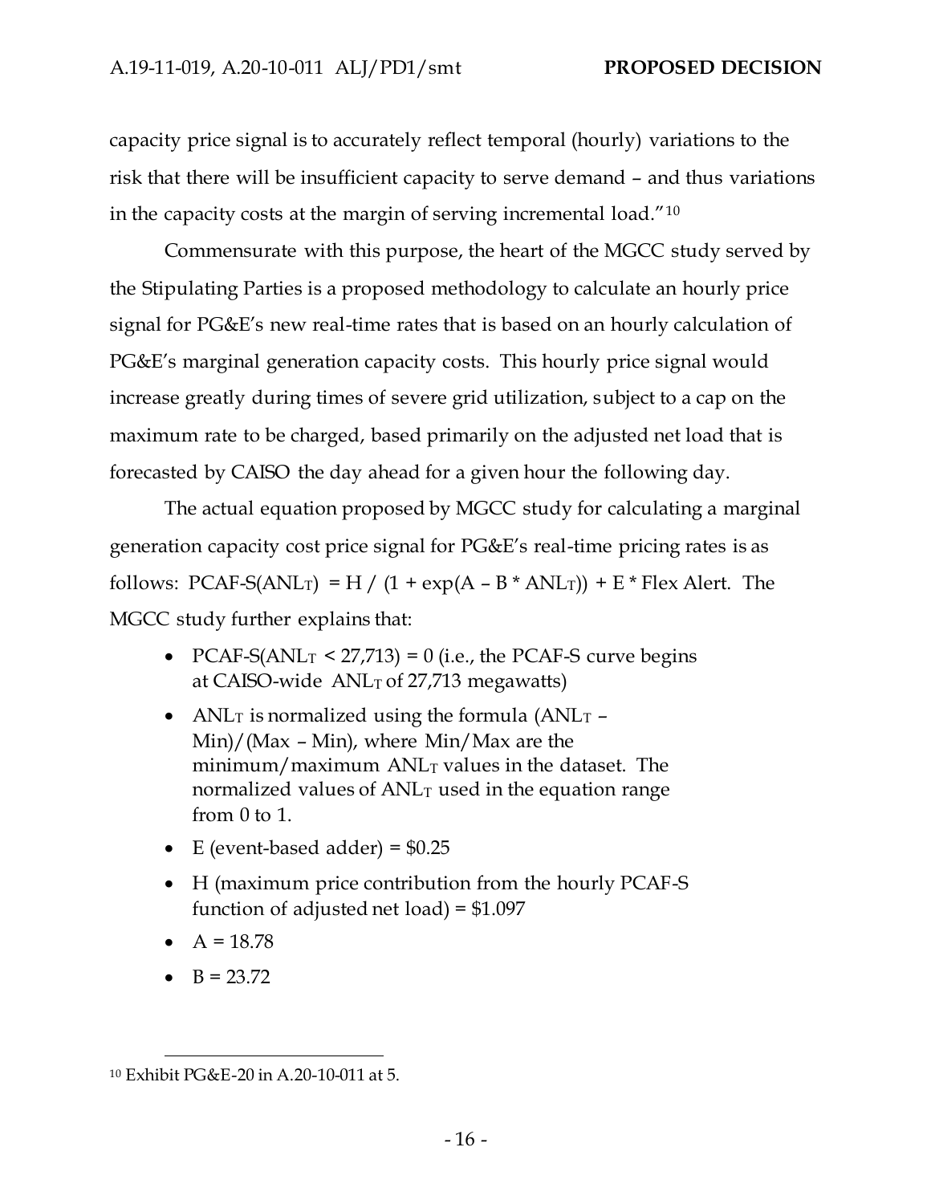capacity price signal is to accurately reflect temporal (hourly) variations to the risk that there will be insufficient capacity to serve demand – and thus variations in the capacity costs at the margin of serving incremental load."[10]

Commensurate with this purpose, the heart of the MGCC study served by the Stipulating Parties is a proposed methodology to calculate an hourly price signal for PG&E's new real-time rates that is based on an hourly calculation of PG&E's marginal generation capacity costs. This hourly price signal would increase greatly during times of severe grid utilization, subject to a cap on the maximum rate to be charged, based primarily on the adjusted net load that is forecasted by CAISO the day ahead for a given hour the following day.

The actual equation proposed by MGCC study for calculating a marginal generation capacity cost price signal for PG&E's real-time pricing rates is as follows: $\text{PCAF-S}(ANL_T) = H / (1 + \exp(A - B * ANL_T)) + E * \text{Flex Alert}$. The MGCC study further explains that:

- $\text{PCAF-S}(ANL_T < 27{,}713) = 0$ (i.e., the PCAF-S curve begins at CAISO-wide $ANL_T$ of 27,713 megawatts)
- $ANL_T$ is normalized using the formula $(ANL_T - \text{Min})/(\text{Max} - \text{Min})$, where Min/Max are the minimum/maximum $ANL_T$ values in the dataset. The normalized values of $ANL_T$ used in the equation range from 0 to 1.
- E (event-based adder) = $0.25
- H (maximum price contribution from the hourly PCAF-S function of adjusted net load) = $1.097
- A = 18.78
- B = 23.72

[10] Exhibit PG&E-20 in A.20-10-011 at 5.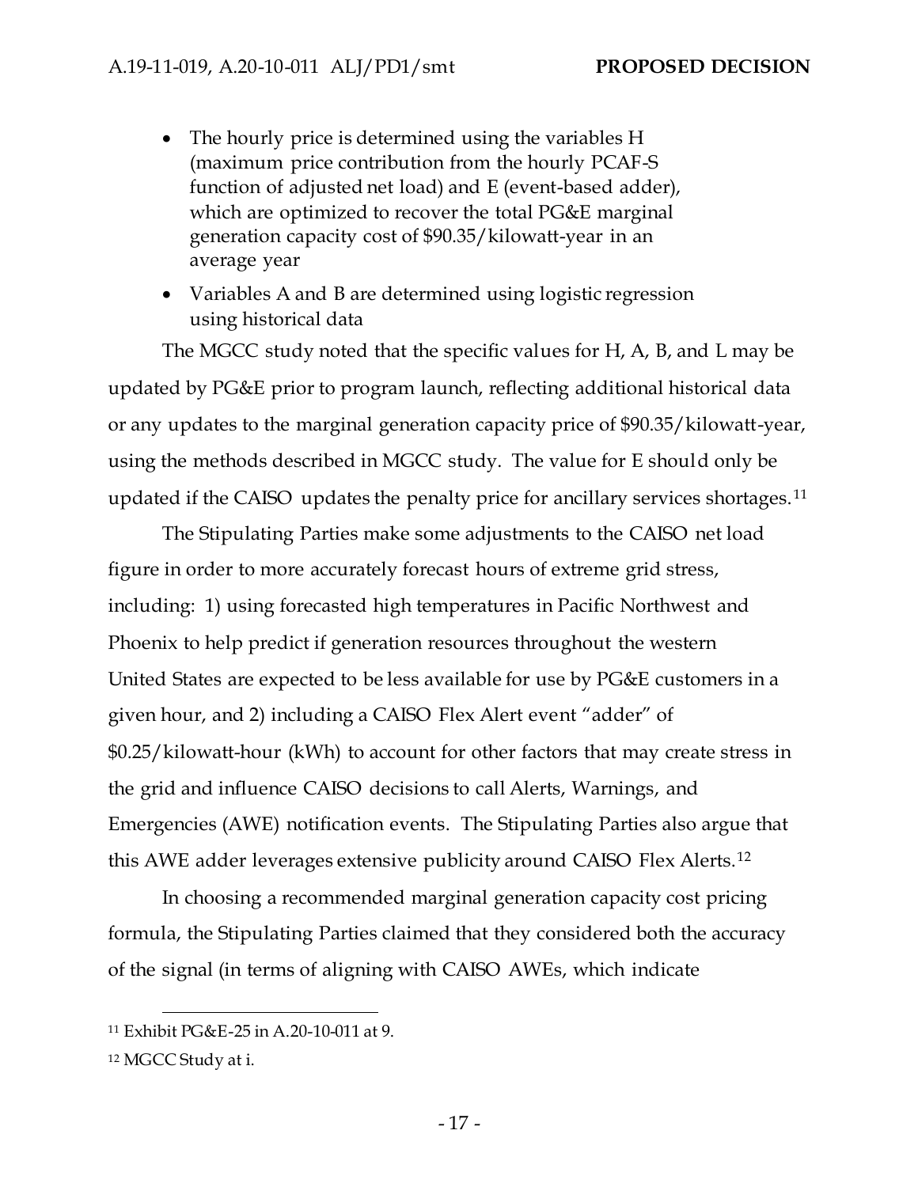- The hourly price is determined using the variables H (maximum price contribution from the hourly PCAF-S function of adjusted net load) and E (event-based adder), which are optimized to recover the total PG&E marginal generation capacity cost of $90.35/kilowatt-year in an average year
- Variables A and B are determined using logistic regression using historical data

The MGCC study noted that the specific values for H, A, B, and L may be updated by PG&E prior to program launch, reflecting additional historical data or any updates to the marginal generation capacity price of $90.35/kilowatt-year, using the methods described in MGCC study. The value for E should only be updated if the CAISO updates the penalty price for ancillary services shortages.[11]

The Stipulating Parties make some adjustments to the CAISO net load figure in order to more accurately forecast hours of extreme grid stress, including: 1) using forecasted high temperatures in Pacific Northwest and Phoenix to help predict if generation resources throughout the western United States are expected to be less available for use by PG&E customers in a given hour, and 2) including a CAISO Flex Alert event "adder" of $0.25/kilowatt-hour (kWh) to account for other factors that may create stress in the grid and influence CAISO decisions to call Alerts, Warnings, and Emergencies (AWE) notification events. The Stipulating Parties also argue that this AWE adder leverages extensive publicity around CAISO Flex Alerts.[12]

In choosing a recommended marginal generation capacity cost pricing formula, the Stipulating Parties claimed that they considered both the accuracy of the signal (in terms of aligning with CAISO AWEs, which indicate

---

[11] Exhibit PG&E-25 in A.20-10-011 at 9.

[12] MGCC Study at i.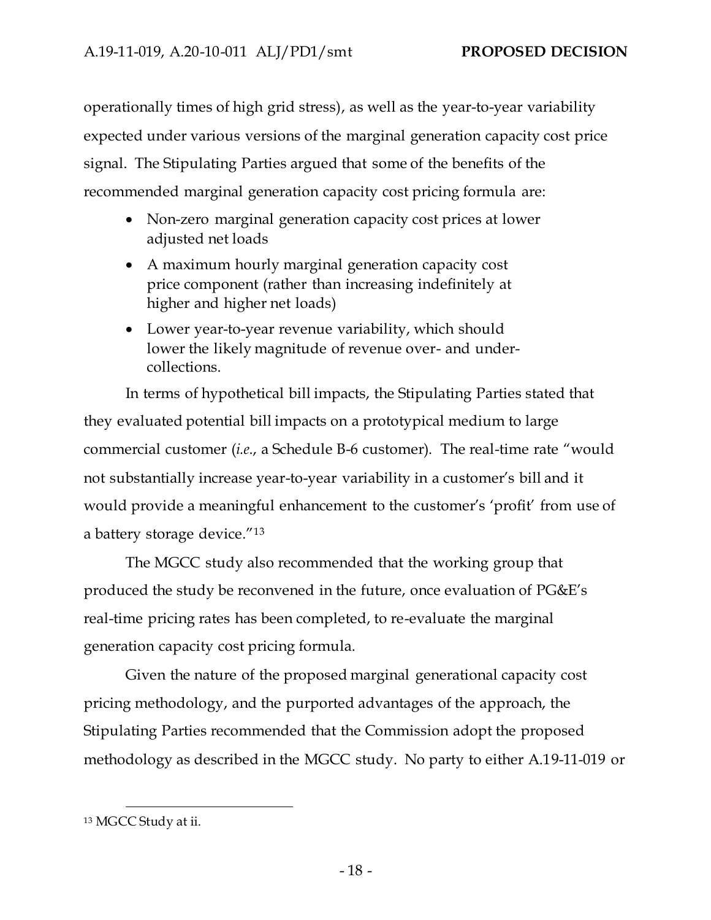operationally times of high grid stress), as well as the year-to-year variability expected under various versions of the marginal generation capacity cost price signal. The Stipulating Parties argued that some of the benefits of the recommended marginal generation capacity cost pricing formula are:

- Non-zero marginal generation capacity cost prices at lower adjusted net loads
- A maximum hourly marginal generation capacity cost price component (rather than increasing indefinitely at higher and higher net loads)
- Lower year-to-year revenue variability, which should lower the likely magnitude of revenue over- and under-collections.

In terms of hypothetical bill impacts, the Stipulating Parties stated that they evaluated potential bill impacts on a prototypical medium to large commercial customer (*i.e.*, a Schedule B-6 customer). The real-time rate "would not substantially increase year-to-year variability in a customer's bill and it would provide a meaningful enhancement to the customer's 'profit' from use of a battery storage device."[13]

The MGCC study also recommended that the working group that produced the study be reconvened in the future, once evaluation of PG&E's real-time pricing rates has been completed, to re-evaluate the marginal generation capacity cost pricing formula.

Given the nature of the proposed marginal generational capacity cost pricing methodology, and the purported advantages of the approach, the Stipulating Parties recommended that the Commission adopt the proposed methodology as described in the MGCC study. No party to either A.19-11-019 or

---

[13] MGCC Study at ii.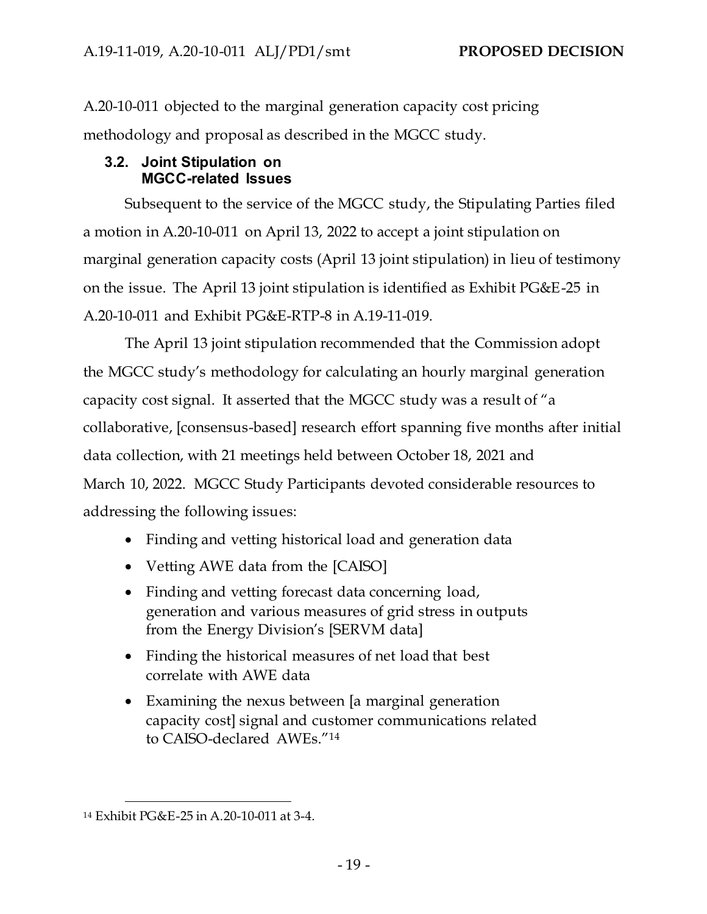A.20-10-011 objected to the marginal generation capacity cost pricing methodology and proposal as described in the MGCC study.

### 3.2. Joint Stipulation on MGCC-related Issues

Subsequent to the service of the MGCC study, the Stipulating Parties filed a motion in A.20-10-011 on April 13, 2022 to accept a joint stipulation on marginal generation capacity costs (April 13 joint stipulation) in lieu of testimony on the issue. The April 13 joint stipulation is identified as Exhibit PG&E-25 in A.20-10-011 and Exhibit PG&E-RTP-8 in A.19-11-019.

The April 13 joint stipulation recommended that the Commission adopt the MGCC study's methodology for calculating an hourly marginal generation capacity cost signal. It asserted that the MGCC study was a result of "a collaborative, [consensus-based] research effort spanning five months after initial data collection, with 21 meetings held between October 18, 2021 and March 10, 2022. MGCC Study Participants devoted considerable resources to addressing the following issues:

- Finding and vetting historical load and generation data
- Vetting AWE data from the [CAISO]
- Finding and vetting forecast data concerning load, generation and various measures of grid stress in outputs from the Energy Division's [SERVM data]
- Finding the historical measures of net load that best correlate with AWE data
- Examining the nexus between [a marginal generation capacity cost] signal and customer communications related to CAISO-declared AWEs."[14]

---

[14] Exhibit PG&E-25 in A.20-10-011 at 3-4.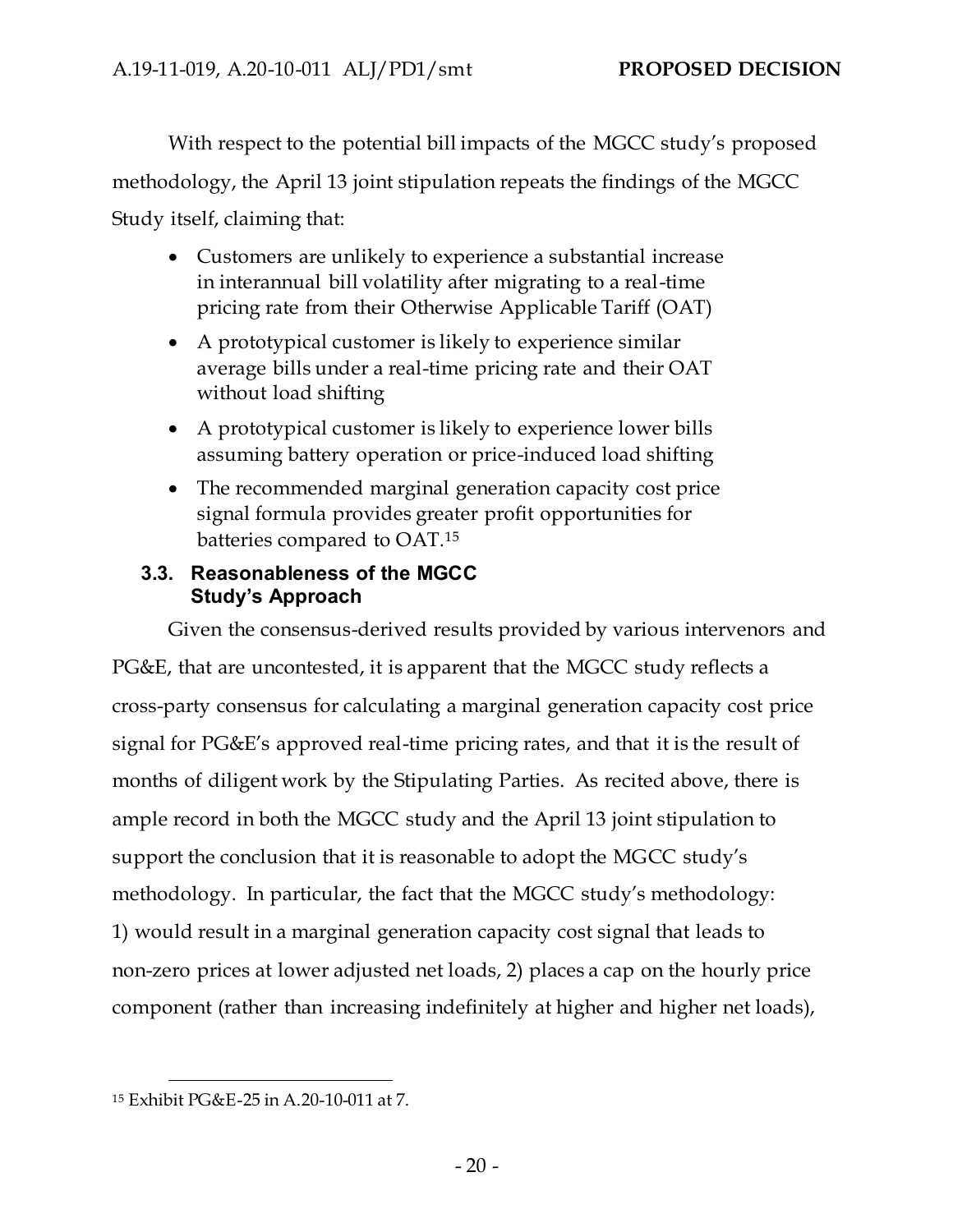With respect to the potential bill impacts of the MGCC study's proposed methodology, the April 13 joint stipulation repeats the findings of the MGCC Study itself, claiming that:

- Customers are unlikely to experience a substantial increase in interannual bill volatility after migrating to a real-time pricing rate from their Otherwise Applicable Tariff (OAT)
- A prototypical customer is likely to experience similar average bills under a real-time pricing rate and their OAT without load shifting
- A prototypical customer is likely to experience lower bills assuming battery operation or price-induced load shifting
- The recommended marginal generation capacity cost price signal formula provides greater profit opportunities for batteries compared to OAT.[15]

### 3.3. Reasonableness of the MGCC Study's Approach

Given the consensus-derived results provided by various intervenors and PG&E, that are uncontested, it is apparent that the MGCC study reflects a cross-party consensus for calculating a marginal generation capacity cost price signal for PG&E's approved real-time pricing rates, and that it is the result of months of diligent work by the Stipulating Parties. As recited above, there is ample record in both the MGCC study and the April 13 joint stipulation to support the conclusion that it is reasonable to adopt the MGCC study's methodology. In particular, the fact that the MGCC study's methodology: 1) would result in a marginal generation capacity cost signal that leads to non-zero prices at lower adjusted net loads, 2) places a cap on the hourly price component (rather than increasing indefinitely at higher and higher net loads),

---

[15] Exhibit PG&E-25 in A.20-10-011 at 7.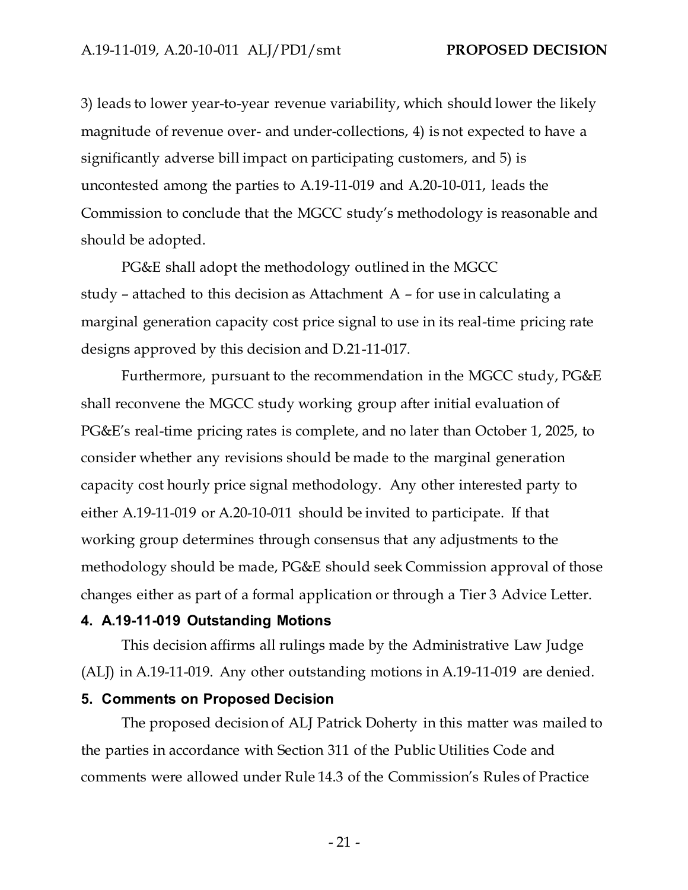3) leads to lower year-to-year revenue variability, which should lower the likely magnitude of revenue over- and under-collections, 4) is not expected to have a significantly adverse bill impact on participating customers, and 5) is uncontested among the parties to A.19-11-019 and A.20-10-011, leads the Commission to conclude that the MGCC study's methodology is reasonable and should be adopted.

PG&E shall adopt the methodology outlined in the MGCC study – attached to this decision as Attachment A – for use in calculating a marginal generation capacity cost price signal to use in its real-time pricing rate designs approved by this decision and D.21-11-017.

Furthermore, pursuant to the recommendation in the MGCC study, PG&E shall reconvene the MGCC study working group after initial evaluation of PG&E's real-time pricing rates is complete, and no later than October 1, 2025, to consider whether any revisions should be made to the marginal generation capacity cost hourly price signal methodology. Any other interested party to either A.19-11-019 or A.20-10-011 should be invited to participate. If that working group determines through consensus that any adjustments to the methodology should be made, PG&E should seek Commission approval of those changes either as part of a formal application or through a Tier 3 Advice Letter.

## 4. A.19-11-019 Outstanding Motions

This decision affirms all rulings made by the Administrative Law Judge (ALJ) in A.19-11-019. Any other outstanding motions in A.19-11-019 are denied.

## 5. Comments on Proposed Decision

The proposed decision of ALJ Patrick Doherty in this matter was mailed to the parties in accordance with Section 311 of the Public Utilities Code and comments were allowed under Rule 14.3 of the Commission's Rules of Practice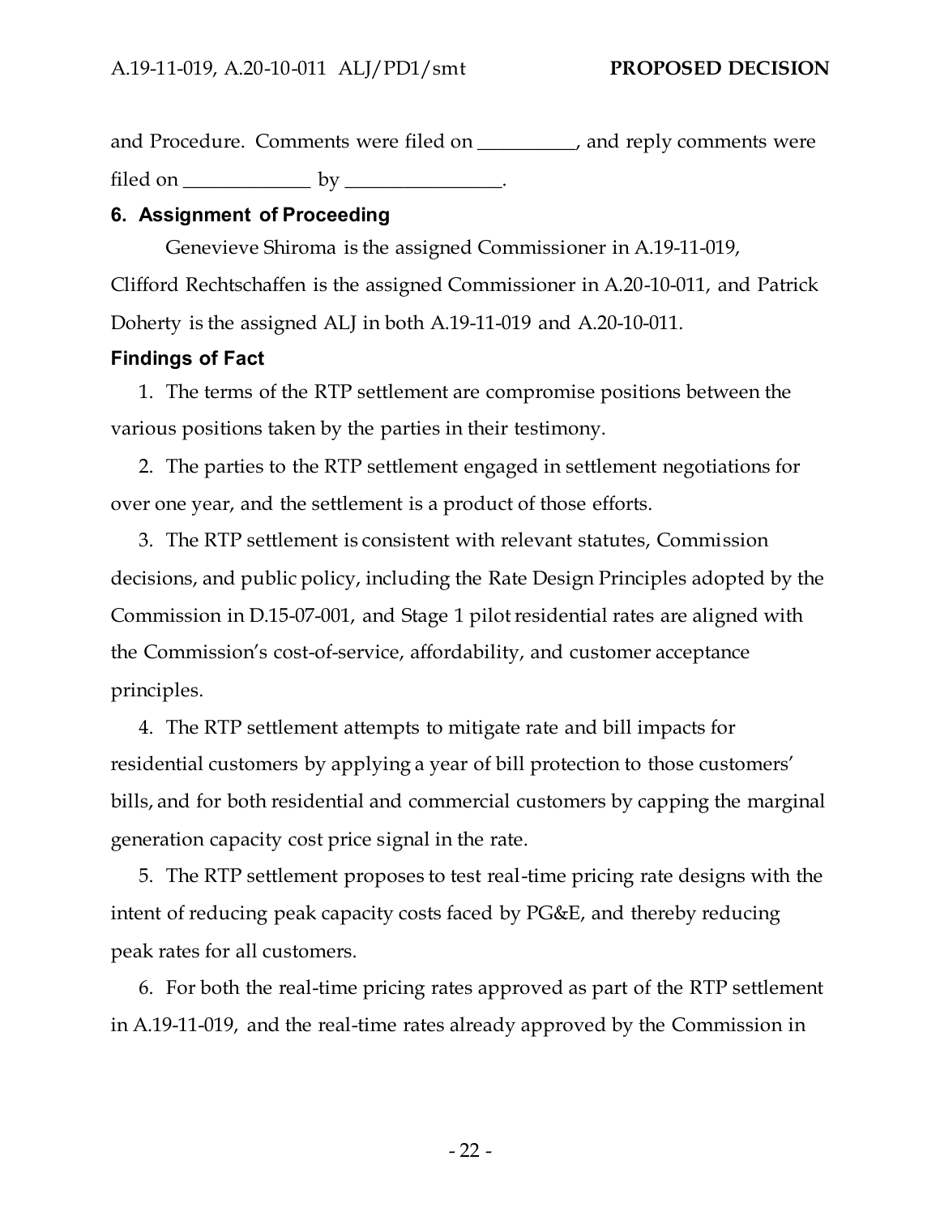and Procedure. Comments were filed on __________, and reply comments were filed on _____________ by ________________.

## 6. Assignment of Proceeding

Genevieve Shiroma is the assigned Commissioner in A.19-11-019, Clifford Rechtschaffen is the assigned Commissioner in A.20-10-011, and Patrick Doherty is the assigned ALJ in both A.19-11-019 and A.20-10-011.

## Findings of Fact

1. The terms of the RTP settlement are compromise positions between the various positions taken by the parties in their testimony.

2. The parties to the RTP settlement engaged in settlement negotiations for over one year, and the settlement is a product of those efforts.

3. The RTP settlement is consistent with relevant statutes, Commission decisions, and public policy, including the Rate Design Principles adopted by the Commission in D.15-07-001, and Stage 1 pilot residential rates are aligned with the Commission's cost-of-service, affordability, and customer acceptance principles.

4. The RTP settlement attempts to mitigate rate and bill impacts for residential customers by applying a year of bill protection to those customers' bills, and for both residential and commercial customers by capping the marginal generation capacity cost price signal in the rate.

5. The RTP settlement proposes to test real-time pricing rate designs with the intent of reducing peak capacity costs faced by PG&E, and thereby reducing peak rates for all customers.

6. For both the real-time pricing rates approved as part of the RTP settlement in A.19-11-019, and the real-time rates already approved by the Commission in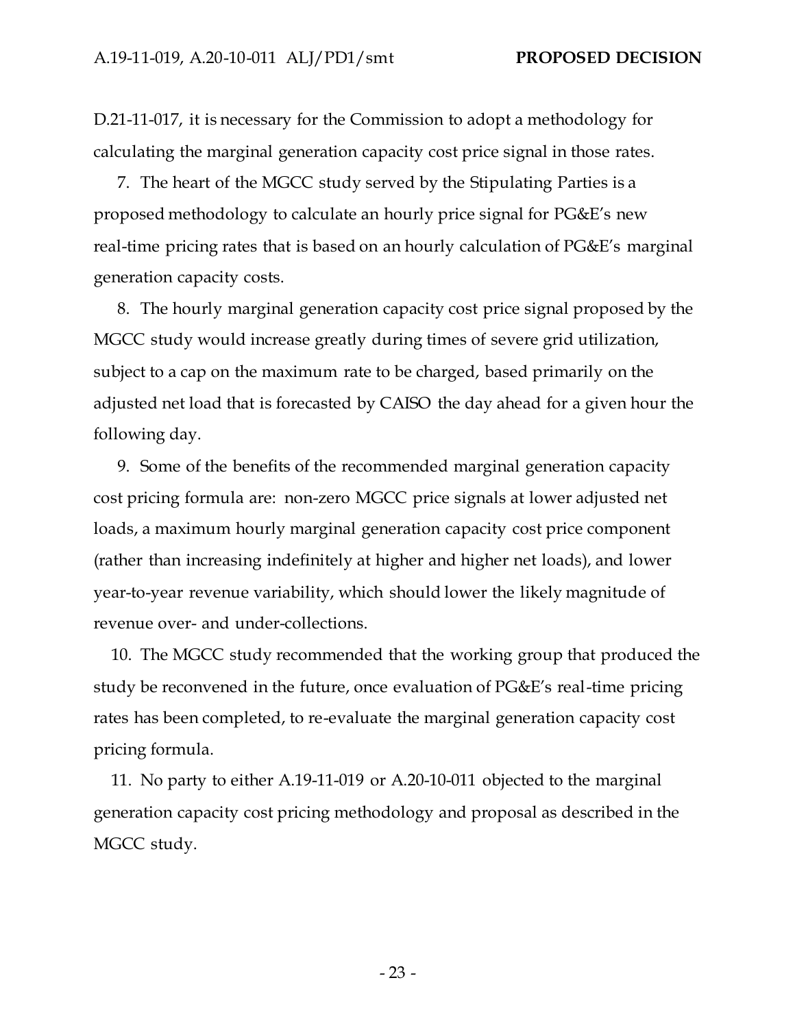D.21-11-017, it is necessary for the Commission to adopt a methodology for calculating the marginal generation capacity cost price signal in those rates.

7. The heart of the MGCC study served by the Stipulating Parties is a proposed methodology to calculate an hourly price signal for PG&E's new real-time pricing rates that is based on an hourly calculation of PG&E's marginal generation capacity costs.

8. The hourly marginal generation capacity cost price signal proposed by the MGCC study would increase greatly during times of severe grid utilization, subject to a cap on the maximum rate to be charged, based primarily on the adjusted net load that is forecasted by CAISO the day ahead for a given hour the following day.

9. Some of the benefits of the recommended marginal generation capacity cost pricing formula are: non-zero MGCC price signals at lower adjusted net loads, a maximum hourly marginal generation capacity cost price component (rather than increasing indefinitely at higher and higher net loads), and lower year-to-year revenue variability, which should lower the likely magnitude of revenue over- and under-collections.

10. The MGCC study recommended that the working group that produced the study be reconvened in the future, once evaluation of PG&E's real-time pricing rates has been completed, to re-evaluate the marginal generation capacity cost pricing formula.

11. No party to either A.19-11-019 or A.20-10-011 objected to the marginal generation capacity cost pricing methodology and proposal as described in the MGCC study.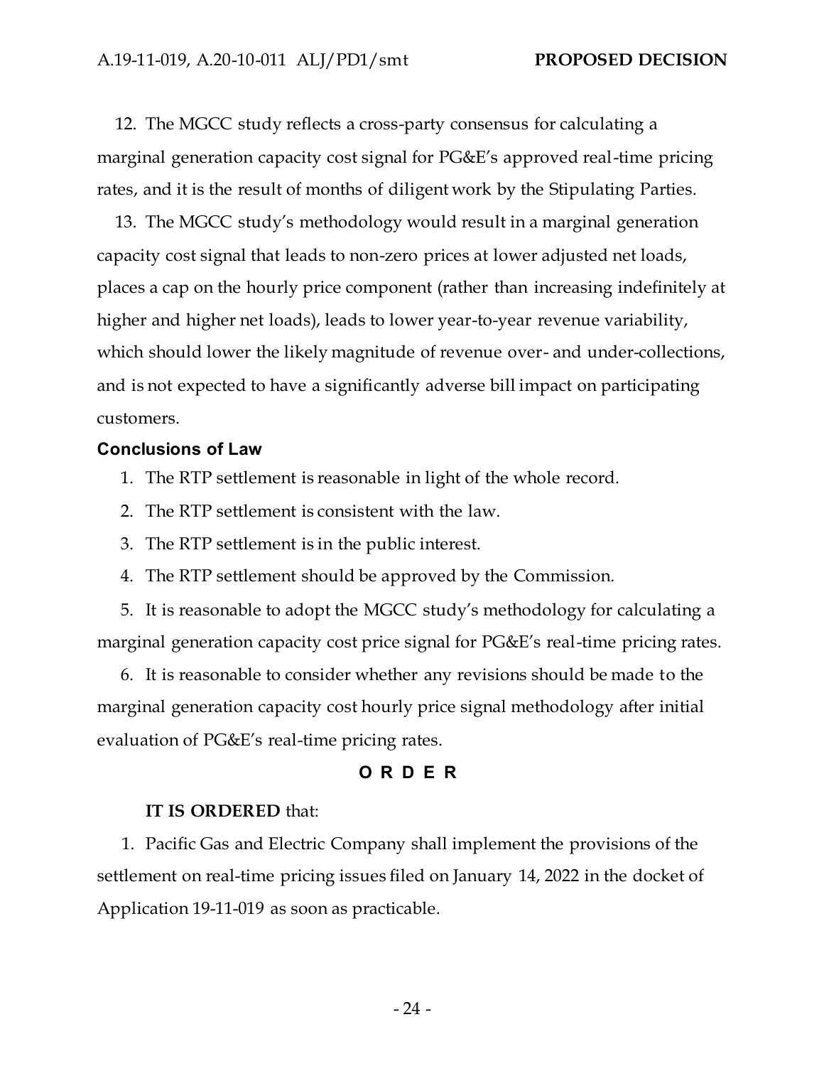12. The MGCC study reflects a cross-party consensus for calculating a marginal generation capacity cost signal for PG&E's approved real-time pricing rates, and it is the result of months of diligent work by the Stipulating Parties.

13. The MGCC study's methodology would result in a marginal generation capacity cost signal that leads to non-zero prices at lower adjusted net loads, places a cap on the hourly price component (rather than increasing indefinitely at higher and higher net loads), leads to lower year-to-year revenue variability, which should lower the likely magnitude of revenue over- and under-collections, and is not expected to have a significantly adverse bill impact on participating customers.

### Conclusions of Law

1. The RTP settlement is reasonable in light of the whole record.
2. The RTP settlement is consistent with the law.
3. The RTP settlement is in the public interest.
4. The RTP settlement should be approved by the Commission.
5. It is reasonable to adopt the MGCC study's methodology for calculating a marginal generation capacity cost price signal for PG&E's real-time pricing rates.
6. It is reasonable to consider whether any revisions should be made to the marginal generation capacity cost hourly price signal methodology after initial evaluation of PG&E's real-time pricing rates.

## O R D E R

**IT IS ORDERED** that:

1. Pacific Gas and Electric Company shall implement the provisions of the settlement on real-time pricing issues filed on January 14, 2022 in the docket of Application 19-11-019 as soon as practicable.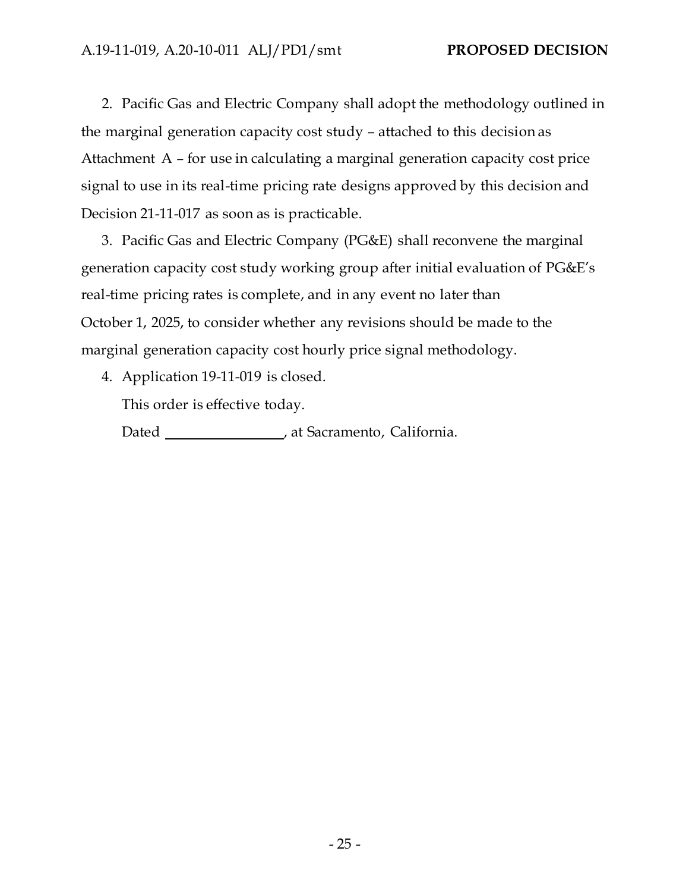2. Pacific Gas and Electric Company shall adopt the methodology outlined in the marginal generation capacity cost study – attached to this decision as Attachment A – for use in calculating a marginal generation capacity cost price signal to use in its real-time pricing rate designs approved by this decision and Decision 21-11-017 as soon as is practicable.

3. Pacific Gas and Electric Company (PG&E) shall reconvene the marginal generation capacity cost study working group after initial evaluation of PG&E's real-time pricing rates is complete, and in any event no later than October 1, 2025, to consider whether any revisions should be made to the marginal generation capacity cost hourly price signal methodology.

4. Application 19-11-019 is closed.

This order is effective today.

Dated ________________, at Sacramento, California.